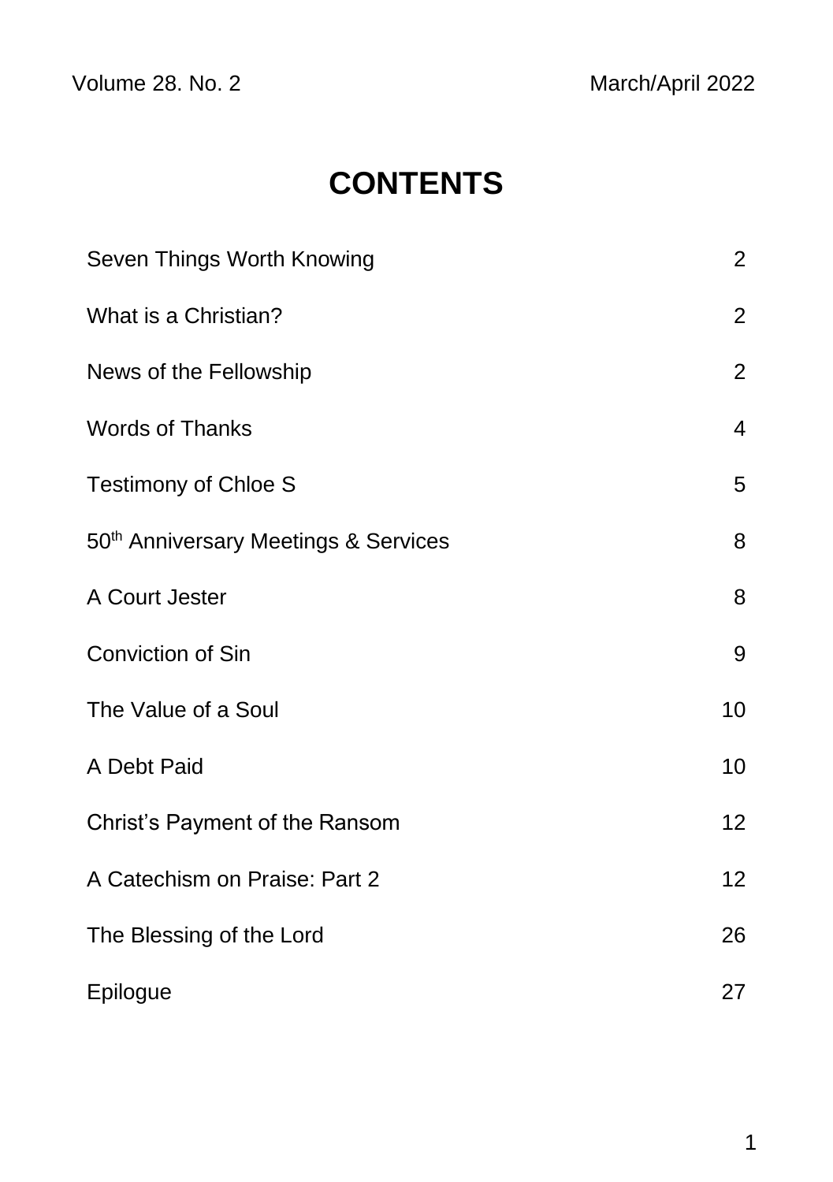Volume 28. No. 2 March/April 2022

# CONTENTS

| | |
|---|---|
| Seven Things Worth Knowing | 2 |
| What is a Christian? | 2 |
| News of the Fellowship | 2 |
| Words of Thanks | 4 |
| Testimony of Chloe S | 5 |
| 50th Anniversary Meetings & Services | 8 |
| A Court Jester | 8 |
| Conviction of Sin | 9 |
| The Value of a Soul | 10 |
| A Debt Paid | 10 |
| Christ's Payment of the Ransom | 12 |
| A Catechism on Praise: Part 2 | 12 |
| The Blessing of the Lord | 26 |
| Epilogue | 27 |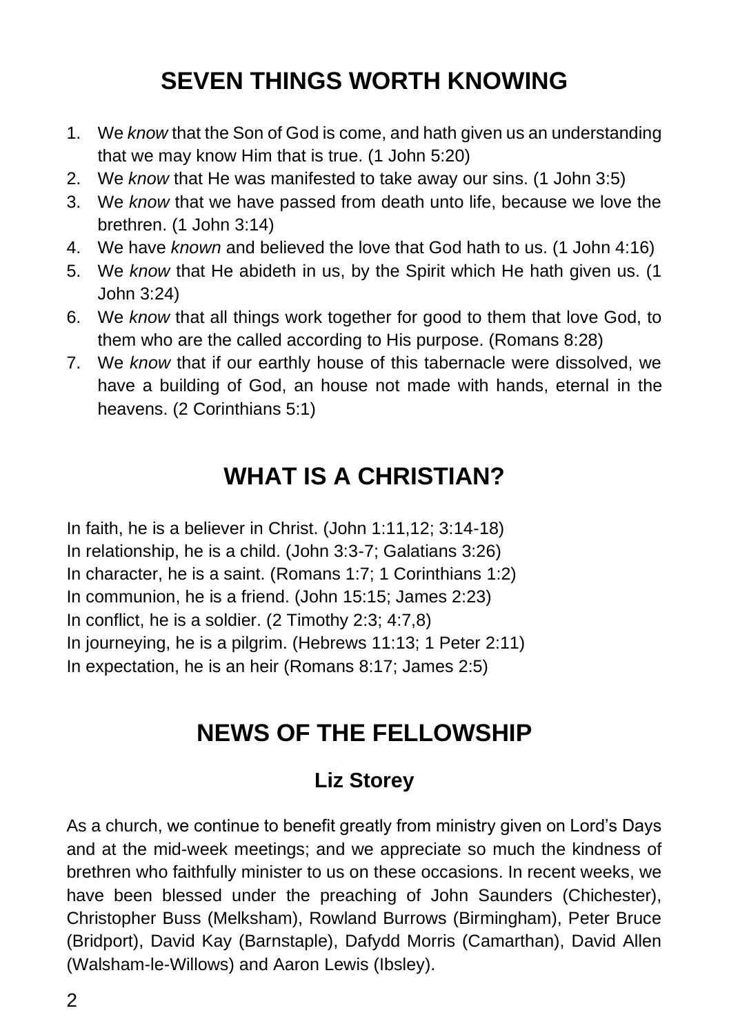## SEVEN THINGS WORTH KNOWING

1. We *know* that the Son of God is come, and hath given us an understanding that we may know Him that is true. (1 John 5:20)
2. We *know* that He was manifested to take away our sins. (1 John 3:5)
3. We *know* that we have passed from death unto life, because we love the brethren. (1 John 3:14)
4. We have *known* and believed the love that God hath to us. (1 John 4:16)
5. We *know* that He abideth in us, by the Spirit which He hath given us. (1 John 3:24)
6. We *know* that all things work together for good to them that love God, to them who are the called according to His purpose. (Romans 8:28)
7. We *know* that if our earthly house of this tabernacle were dissolved, we have a building of God, an house not made with hands, eternal in the heavens. (2 Corinthians 5:1)

## WHAT IS A CHRISTIAN?

In faith, he is a believer in Christ. (John 1:11,12; 3:14-18)
In relationship, he is a child. (John 3:3-7; Galatians 3:26)
In character, he is a saint. (Romans 1:7; 1 Corinthians 1:2)
In communion, he is a friend. (John 15:15; James 2:23)
In conflict, he is a soldier. (2 Timothy 2:3; 4:7,8)
In journeying, he is a pilgrim. (Hebrews 11:13; 1 Peter 2:11)
In expectation, he is an heir (Romans 8:17; James 2:5)

## NEWS OF THE FELLOWSHIP

### Liz Storey

As a church, we continue to benefit greatly from ministry given on Lord's Days and at the mid-week meetings; and we appreciate so much the kindness of brethren who faithfully minister to us on these occasions. In recent weeks, we have been blessed under the preaching of John Saunders (Chichester), Christopher Buss (Melksham), Rowland Burrows (Birmingham), Peter Bruce (Bridport), David Kay (Barnstaple), Dafydd Morris (Camarthan), David Allen (Walsham-le-Willows) and Aaron Lewis (Ibsley).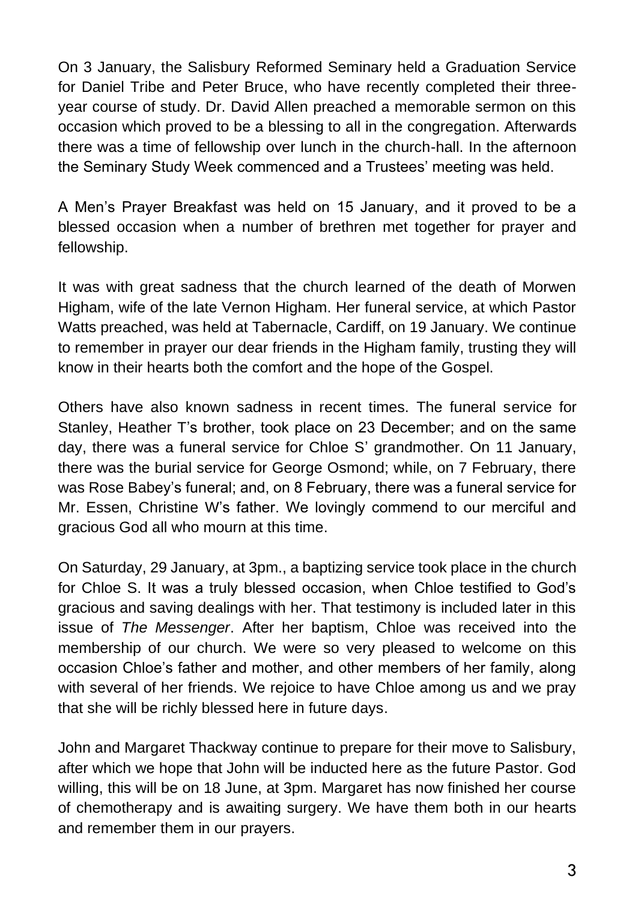On 3 January, the Salisbury Reformed Seminary held a Graduation Service for Daniel Tribe and Peter Bruce, who have recently completed their three-year course of study. Dr. David Allen preached a memorable sermon on this occasion which proved to be a blessing to all in the congregation. Afterwards there was a time of fellowship over lunch in the church-hall. In the afternoon the Seminary Study Week commenced and a Trustees' meeting was held.

A Men's Prayer Breakfast was held on 15 January, and it proved to be a blessed occasion when a number of brethren met together for prayer and fellowship.

It was with great sadness that the church learned of the death of Morwen Higham, wife of the late Vernon Higham. Her funeral service, at which Pastor Watts preached, was held at Tabernacle, Cardiff, on 19 January. We continue to remember in prayer our dear friends in the Higham family, trusting they will know in their hearts both the comfort and the hope of the Gospel.

Others have also known sadness in recent times. The funeral service for Stanley, Heather T's brother, took place on 23 December; and on the same day, there was a funeral service for Chloe S' grandmother. On 11 January, there was the burial service for George Osmond; while, on 7 February, there was Rose Babey's funeral; and, on 8 February, there was a funeral service for Mr. Essen, Christine W's father. We lovingly commend to our merciful and gracious God all who mourn at this time.

On Saturday, 29 January, at 3pm., a baptizing service took place in the church for Chloe S. It was a truly blessed occasion, when Chloe testified to God's gracious and saving dealings with her. That testimony is included later in this issue of *The Messenger*. After her baptism, Chloe was received into the membership of our church. We were so very pleased to welcome on this occasion Chloe's father and mother, and other members of her family, along with several of her friends. We rejoice to have Chloe among us and we pray that she will be richly blessed here in future days.

John and Margaret Thackway continue to prepare for their move to Salisbury, after which we hope that John will be inducted here as the future Pastor. God willing, this will be on 18 June, at 3pm. Margaret has now finished her course of chemotherapy and is awaiting surgery. We have them both in our hearts and remember them in our prayers.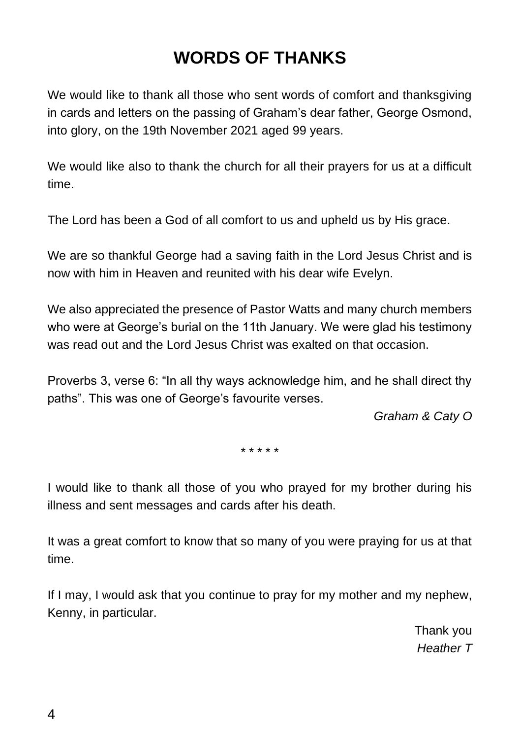# WORDS OF THANKS

We would like to thank all those who sent words of comfort and thanksgiving in cards and letters on the passing of Graham's dear father, George Osmond, into glory, on the 19th November 2021 aged 99 years.

We would like also to thank the church for all their prayers for us at a difficult time.

The Lord has been a God of all comfort to us and upheld us by His grace.

We are so thankful George had a saving faith in the Lord Jesus Christ and is now with him in Heaven and reunited with his dear wife Evelyn.

We also appreciated the presence of Pastor Watts and many church members who were at George's burial on the 11th January. We were glad his testimony was read out and the Lord Jesus Christ was exalted on that occasion.

Proverbs 3, verse 6: "In all thy ways acknowledge him, and he shall direct thy paths". This was one of George's favourite verses.

*Graham & Caty O*

* * * * *

I would like to thank all those of you who prayed for my brother during his illness and sent messages and cards after his death.

It was a great comfort to know that so many of you were praying for us at that time.

If I may, I would ask that you continue to pray for my mother and my nephew, Kenny, in particular.

Thank you

*Heather T*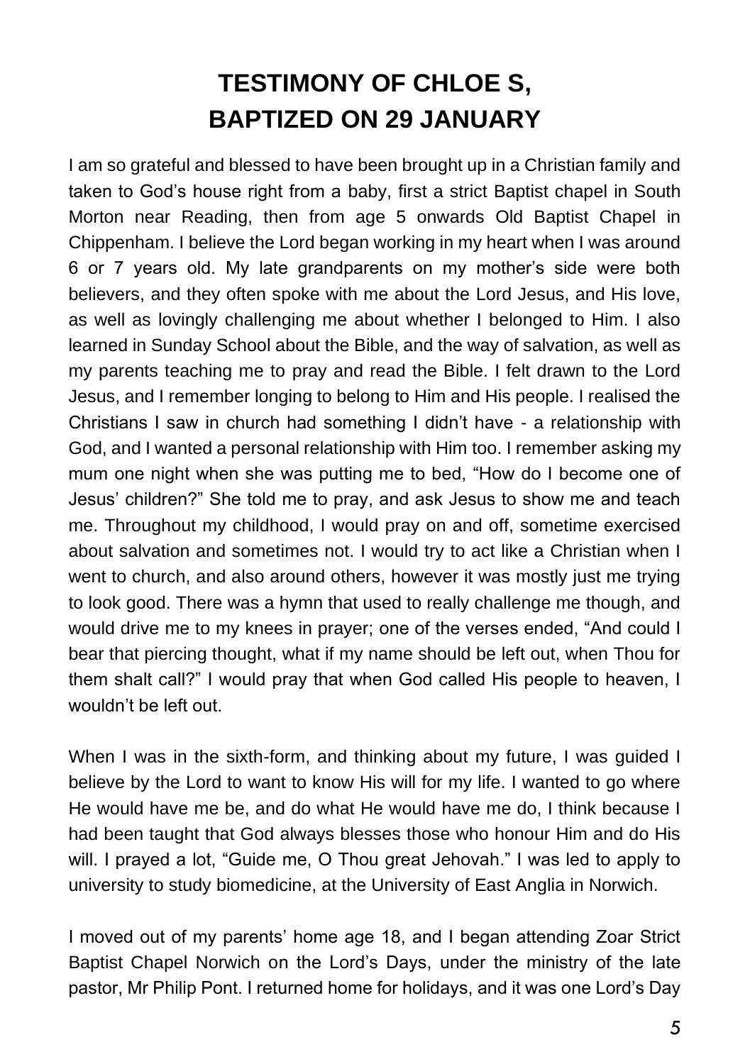# TESTIMONY OF CHLOE S, BAPTIZED ON 29 JANUARY

I am so grateful and blessed to have been brought up in a Christian family and taken to God's house right from a baby, first a strict Baptist chapel in South Morton near Reading, then from age 5 onwards Old Baptist Chapel in Chippenham. I believe the Lord began working in my heart when I was around 6 or 7 years old. My late grandparents on my mother's side were both believers, and they often spoke with me about the Lord Jesus, and His love, as well as lovingly challenging me about whether I belonged to Him. I also learned in Sunday School about the Bible, and the way of salvation, as well as my parents teaching me to pray and read the Bible. I felt drawn to the Lord Jesus, and I remember longing to belong to Him and His people. I realised the Christians I saw in church had something I didn't have - a relationship with God, and I wanted a personal relationship with Him too. I remember asking my mum one night when she was putting me to bed, "How do I become one of Jesus' children?" She told me to pray, and ask Jesus to show me and teach me. Throughout my childhood, I would pray on and off, sometime exercised about salvation and sometimes not. I would try to act like a Christian when I went to church, and also around others, however it was mostly just me trying to look good. There was a hymn that used to really challenge me though, and would drive me to my knees in prayer; one of the verses ended, "And could I bear that piercing thought, what if my name should be left out, when Thou for them shalt call?" I would pray that when God called His people to heaven, I wouldn't be left out.

When I was in the sixth-form, and thinking about my future, I was guided I believe by the Lord to want to know His will for my life. I wanted to go where He would have me be, and do what He would have me do, I think because I had been taught that God always blesses those who honour Him and do His will. I prayed a lot, "Guide me, O Thou great Jehovah." I was led to apply to university to study biomedicine, at the University of East Anglia in Norwich.

I moved out of my parents' home age 18, and I began attending Zoar Strict Baptist Chapel Norwich on the Lord's Days, under the ministry of the late pastor, Mr Philip Pont. I returned home for holidays, and it was one Lord's Day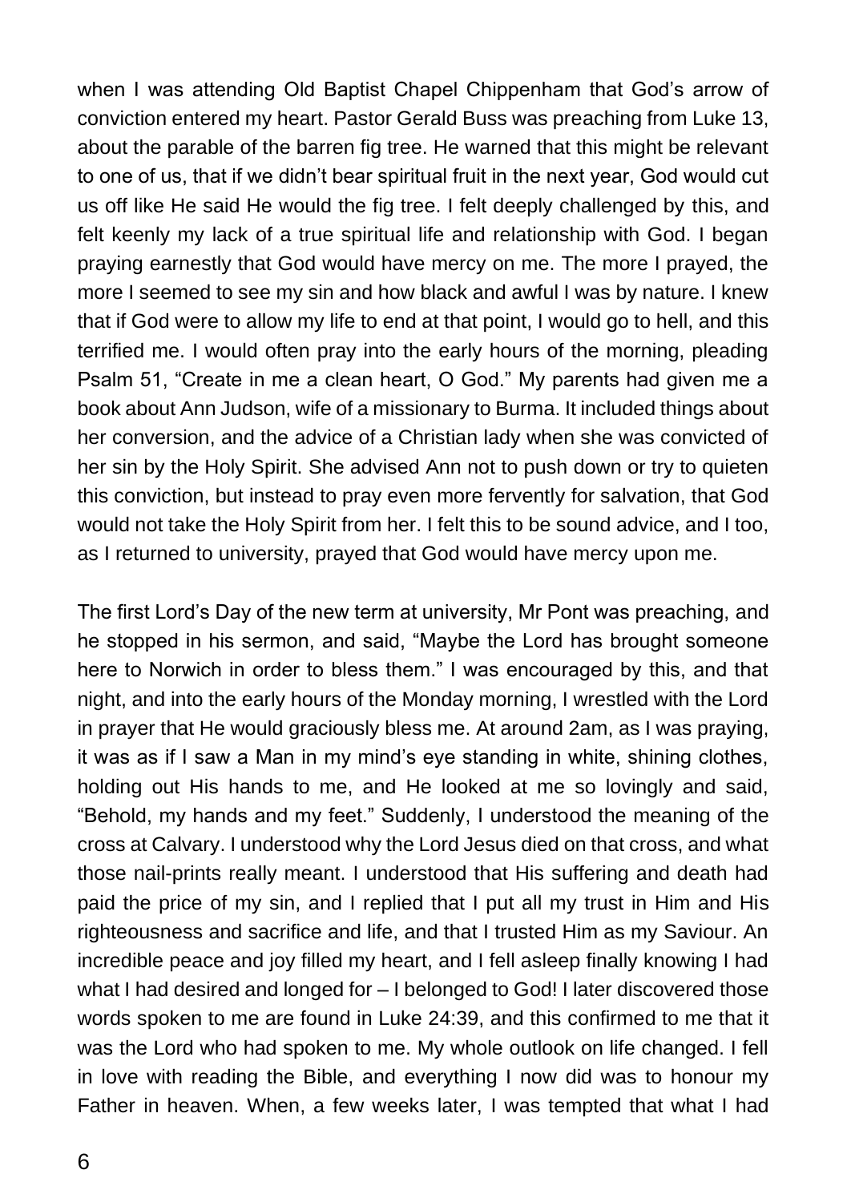when I was attending Old Baptist Chapel Chippenham that God's arrow of conviction entered my heart. Pastor Gerald Buss was preaching from Luke 13, about the parable of the barren fig tree. He warned that this might be relevant to one of us, that if we didn't bear spiritual fruit in the next year, God would cut us off like He said He would the fig tree. I felt deeply challenged by this, and felt keenly my lack of a true spiritual life and relationship with God. I began praying earnestly that God would have mercy on me. The more I prayed, the more I seemed to see my sin and how black and awful I was by nature. I knew that if God were to allow my life to end at that point, I would go to hell, and this terrified me. I would often pray into the early hours of the morning, pleading Psalm 51, "Create in me a clean heart, O God." My parents had given me a book about Ann Judson, wife of a missionary to Burma. It included things about her conversion, and the advice of a Christian lady when she was convicted of her sin by the Holy Spirit. She advised Ann not to push down or try to quieten this conviction, but instead to pray even more fervently for salvation, that God would not take the Holy Spirit from her. I felt this to be sound advice, and I too, as I returned to university, prayed that God would have mercy upon me.

The first Lord's Day of the new term at university, Mr Pont was preaching, and he stopped in his sermon, and said, "Maybe the Lord has brought someone here to Norwich in order to bless them." I was encouraged by this, and that night, and into the early hours of the Monday morning, I wrestled with the Lord in prayer that He would graciously bless me. At around 2am, as I was praying, it was as if I saw a Man in my mind's eye standing in white, shining clothes, holding out His hands to me, and He looked at me so lovingly and said, "Behold, my hands and my feet." Suddenly, I understood the meaning of the cross at Calvary. I understood why the Lord Jesus died on that cross, and what those nail-prints really meant. I understood that His suffering and death had paid the price of my sin, and I replied that I put all my trust in Him and His righteousness and sacrifice and life, and that I trusted Him as my Saviour. An incredible peace and joy filled my heart, and I fell asleep finally knowing I had what I had desired and longed for – I belonged to God! I later discovered those words spoken to me are found in Luke 24:39, and this confirmed to me that it was the Lord who had spoken to me. My whole outlook on life changed. I fell in love with reading the Bible, and everything I now did was to honour my Father in heaven. When, a few weeks later, I was tempted that what I had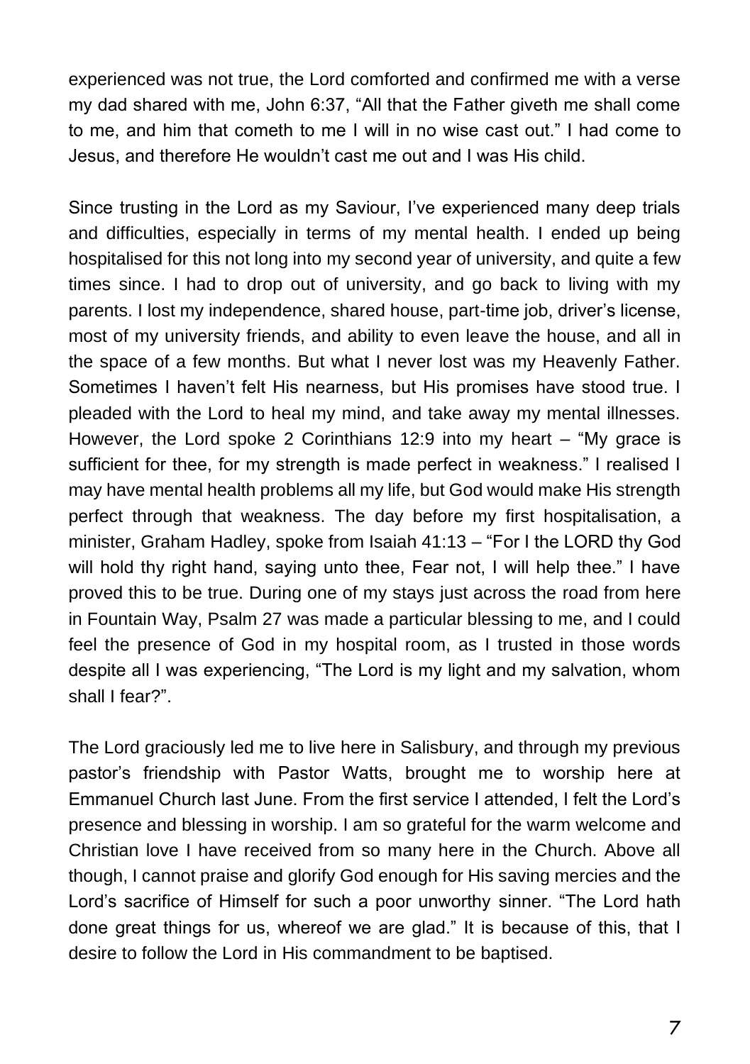experienced was not true, the Lord comforted and confirmed me with a verse my dad shared with me, John 6:37, “All that the Father giveth me shall come to me, and him that cometh to me I will in no wise cast out.” I had come to Jesus, and therefore He wouldn’t cast me out and I was His child.

Since trusting in the Lord as my Saviour, I’ve experienced many deep trials and difficulties, especially in terms of my mental health. I ended up being hospitalised for this not long into my second year of university, and quite a few times since. I had to drop out of university, and go back to living with my parents. I lost my independence, shared house, part-time job, driver’s license, most of my university friends, and ability to even leave the house, and all in the space of a few months. But what I never lost was my Heavenly Father. Sometimes I haven’t felt His nearness, but His promises have stood true. I pleaded with the Lord to heal my mind, and take away my mental illnesses. However, the Lord spoke 2 Corinthians 12:9 into my heart – “My grace is sufficient for thee, for my strength is made perfect in weakness.” I realised I may have mental health problems all my life, but God would make His strength perfect through that weakness. The day before my first hospitalisation, a minister, Graham Hadley, spoke from Isaiah 41:13 – “For I the LORD thy God will hold thy right hand, saying unto thee, Fear not, I will help thee.” I have proved this to be true. During one of my stays just across the road from here in Fountain Way, Psalm 27 was made a particular blessing to me, and I could feel the presence of God in my hospital room, as I trusted in those words despite all I was experiencing, “The Lord is my light and my salvation, whom shall I fear?”.

The Lord graciously led me to live here in Salisbury, and through my previous pastor’s friendship with Pastor Watts, brought me to worship here at Emmanuel Church last June. From the first service I attended, I felt the Lord’s presence and blessing in worship. I am so grateful for the warm welcome and Christian love I have received from so many here in the Church. Above all though, I cannot praise and glorify God enough for His saving mercies and the Lord’s sacrifice of Himself for such a poor unworthy sinner. “The Lord hath done great things for us, whereof we are glad.” It is because of this, that I desire to follow the Lord in His commandment to be baptised.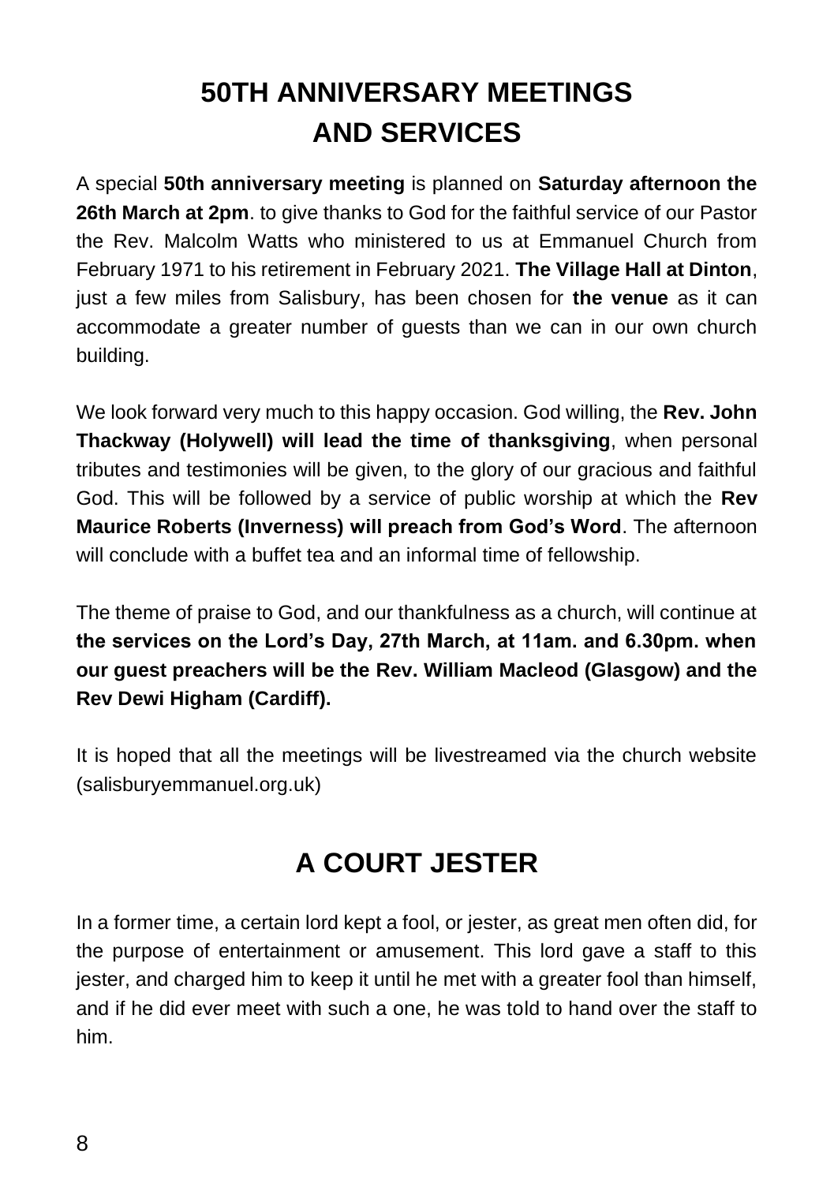# 50TH ANNIVERSARY MEETINGS AND SERVICES

A special **50th anniversary meeting** is planned on **Saturday afternoon the 26th March at 2pm**. to give thanks to God for the faithful service of our Pastor the Rev. Malcolm Watts who ministered to us at Emmanuel Church from February 1971 to his retirement in February 2021. **The Village Hall at Dinton**, just a few miles from Salisbury, has been chosen for **the venue** as it can accommodate a greater number of guests than we can in our own church building.

We look forward very much to this happy occasion. God willing, the **Rev. John Thackway (Holywell) will lead the time of thanksgiving**, when personal tributes and testimonies will be given, to the glory of our gracious and faithful God. This will be followed by a service of public worship at which the **Rev Maurice Roberts (Inverness) will preach from God's Word**. The afternoon will conclude with a buffet tea and an informal time of fellowship.

The theme of praise to God, and our thankfulness as a church, will continue at **the services on the Lord's Day, 27th March, at 11am. and 6.30pm. when our guest preachers will be the Rev. William Macleod (Glasgow) and the Rev Dewi Higham (Cardiff).**

It is hoped that all the meetings will be livestreamed via the church website (salisburyemmanuel.org.uk)

# A COURT JESTER

In a former time, a certain lord kept a fool, or jester, as great men often did, for the purpose of entertainment or amusement. This lord gave a staff to this jester, and charged him to keep it until he met with a greater fool than himself, and if he did ever meet with such a one, he was told to hand over the staff to him.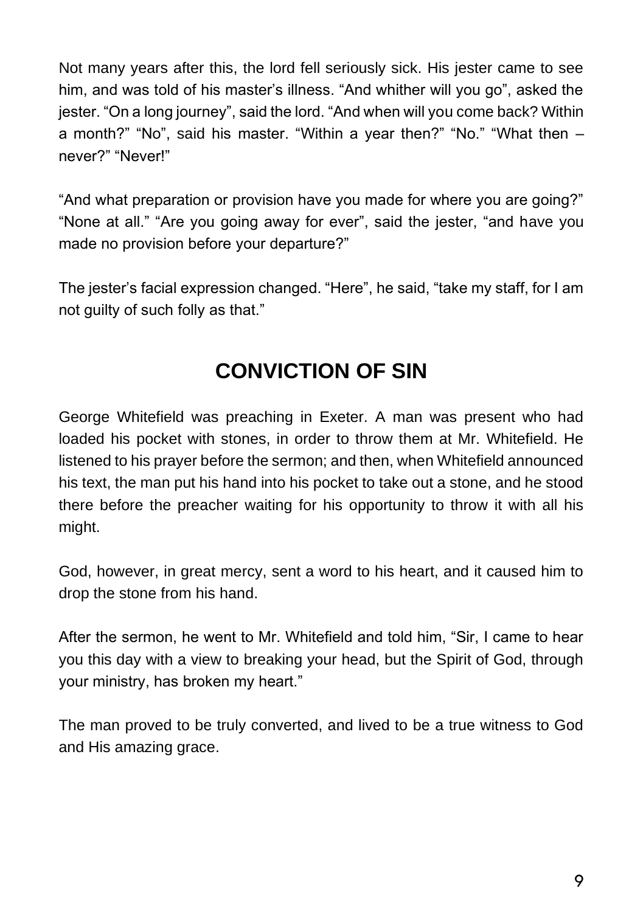Not many years after this, the lord fell seriously sick. His jester came to see him, and was told of his master's illness. "And whither will you go", asked the jester. "On a long journey", said the lord. "And when will you come back? Within a month?" "No", said his master. "Within a year then?" "No." "What then – never?" "Never!"

"And what preparation or provision have you made for where you are going?" "None at all." "Are you going away for ever", said the jester, "and have you made no provision before your departure?"

The jester's facial expression changed. "Here", he said, "take my staff, for I am not guilty of such folly as that."

## CONVICTION OF SIN

George Whitefield was preaching in Exeter. A man was present who had loaded his pocket with stones, in order to throw them at Mr. Whitefield. He listened to his prayer before the sermon; and then, when Whitefield announced his text, the man put his hand into his pocket to take out a stone, and he stood there before the preacher waiting for his opportunity to throw it with all his might.

God, however, in great mercy, sent a word to his heart, and it caused him to drop the stone from his hand.

After the sermon, he went to Mr. Whitefield and told him, "Sir, I came to hear you this day with a view to breaking your head, but the Spirit of God, through your ministry, has broken my heart."

The man proved to be truly converted, and lived to be a true witness to God and His amazing grace.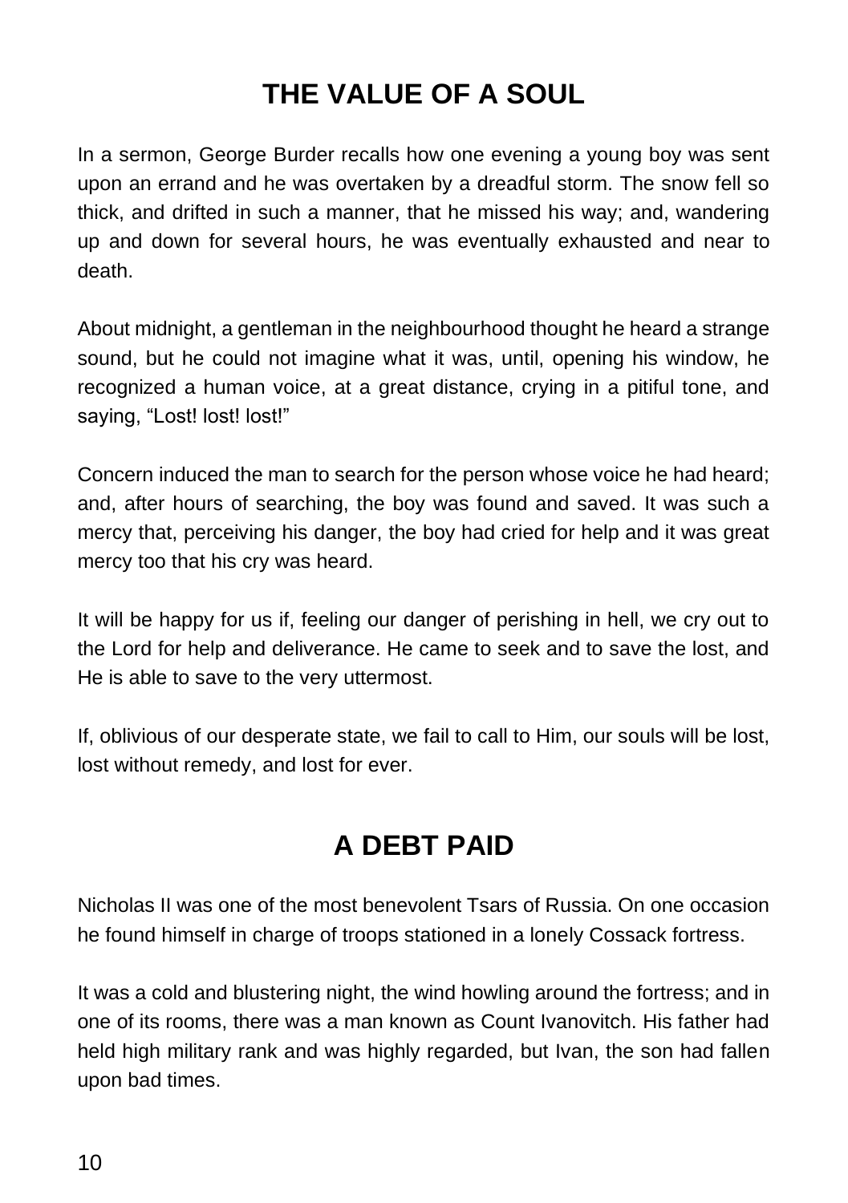## THE VALUE OF A SOUL

In a sermon, George Burder recalls how one evening a young boy was sent upon an errand and he was overtaken by a dreadful storm. The snow fell so thick, and drifted in such a manner, that he missed his way; and, wandering up and down for several hours, he was eventually exhausted and near to death.

About midnight, a gentleman in the neighbourhood thought he heard a strange sound, but he could not imagine what it was, until, opening his window, he recognized a human voice, at a great distance, crying in a pitiful tone, and saying, “Lost! lost! lost!”

Concern induced the man to search for the person whose voice he had heard; and, after hours of searching, the boy was found and saved. It was such a mercy that, perceiving his danger, the boy had cried for help and it was great mercy too that his cry was heard.

It will be happy for us if, feeling our danger of perishing in hell, we cry out to the Lord for help and deliverance. He came to seek and to save the lost, and He is able to save to the very uttermost.

If, oblivious of our desperate state, we fail to call to Him, our souls will be lost, lost without remedy, and lost for ever.

## A DEBT PAID

Nicholas II was one of the most benevolent Tsars of Russia. On one occasion he found himself in charge of troops stationed in a lonely Cossack fortress.

It was a cold and blustering night, the wind howling around the fortress; and in one of its rooms, there was a man known as Count Ivanovitch. His father had held high military rank and was highly regarded, but Ivan, the son had fallen upon bad times.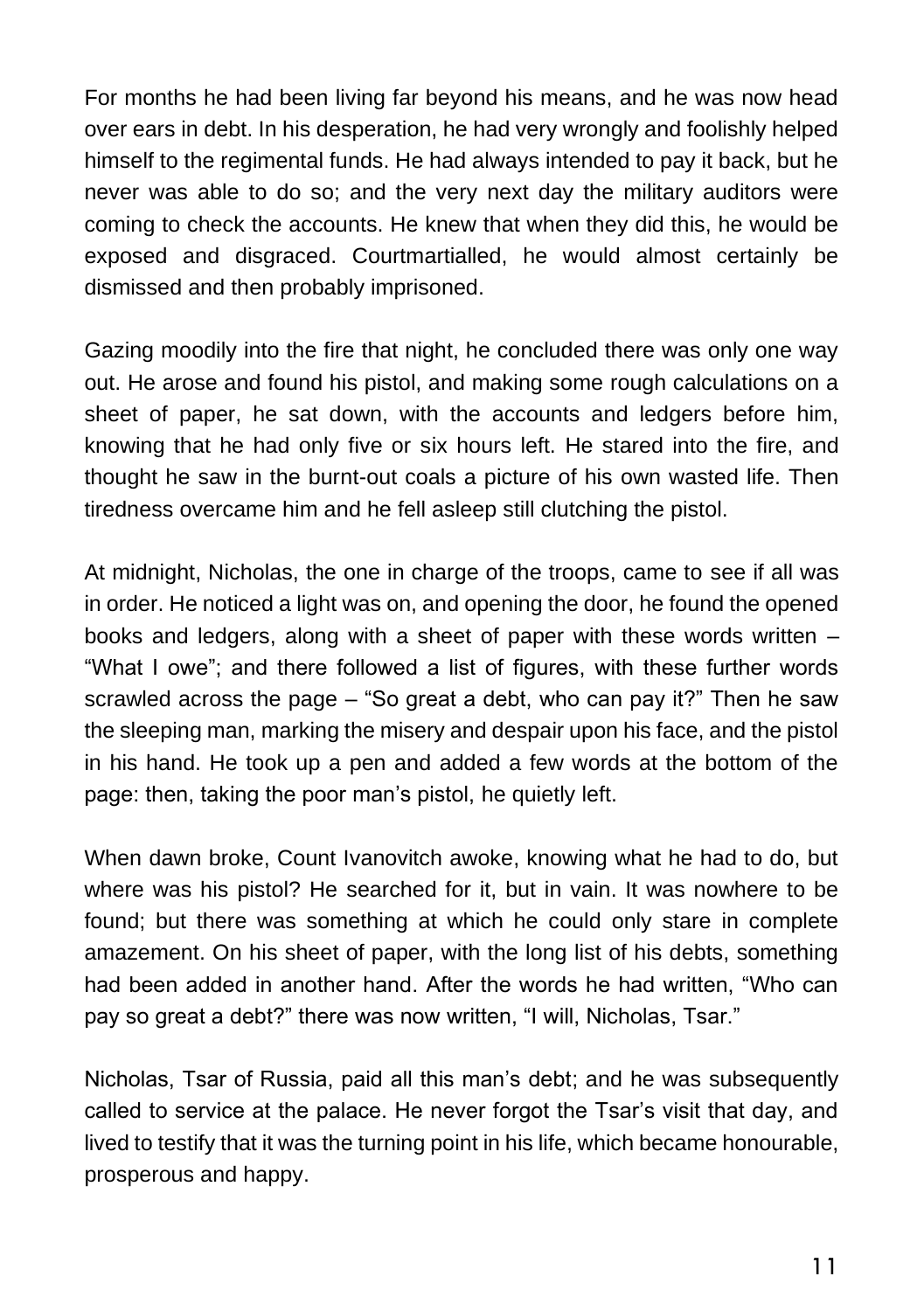For months he had been living far beyond his means, and he was now head over ears in debt. In his desperation, he had very wrongly and foolishly helped himself to the regimental funds. He had always intended to pay it back, but he never was able to do so; and the very next day the military auditors were coming to check the accounts. He knew that when they did this, he would be exposed and disgraced. Courtmartialled, he would almost certainly be dismissed and then probably imprisoned.

Gazing moodily into the fire that night, he concluded there was only one way out. He arose and found his pistol, and making some rough calculations on a sheet of paper, he sat down, with the accounts and ledgers before him, knowing that he had only five or six hours left. He stared into the fire, and thought he saw in the burnt-out coals a picture of his own wasted life. Then tiredness overcame him and he fell asleep still clutching the pistol.

At midnight, Nicholas, the one in charge of the troops, came to see if all was in order. He noticed a light was on, and opening the door, he found the opened books and ledgers, along with a sheet of paper with these words written – "What I owe"; and there followed a list of figures, with these further words scrawled across the page – "So great a debt, who can pay it?" Then he saw the sleeping man, marking the misery and despair upon his face, and the pistol in his hand. He took up a pen and added a few words at the bottom of the page: then, taking the poor man's pistol, he quietly left.

When dawn broke, Count Ivanovitch awoke, knowing what he had to do, but where was his pistol? He searched for it, but in vain. It was nowhere to be found; but there was something at which he could only stare in complete amazement. On his sheet of paper, with the long list of his debts, something had been added in another hand. After the words he had written, "Who can pay so great a debt?" there was now written, "I will, Nicholas, Tsar."

Nicholas, Tsar of Russia, paid all this man's debt; and he was subsequently called to service at the palace. He never forgot the Tsar's visit that day, and lived to testify that it was the turning point in his life, which became honourable, prosperous and happy.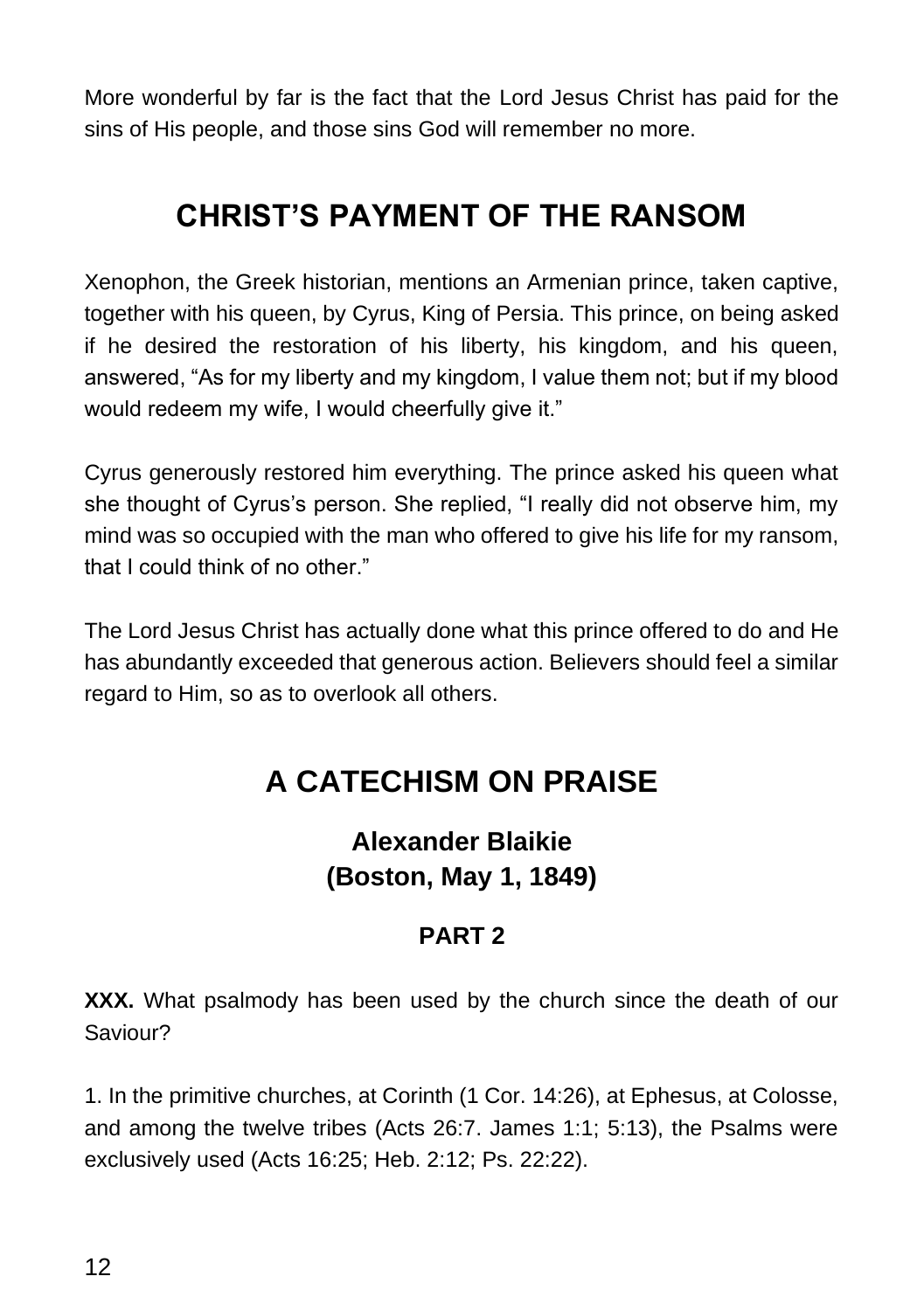More wonderful by far is the fact that the Lord Jesus Christ has paid for the sins of His people, and those sins God will remember no more.

## CHRIST'S PAYMENT OF THE RANSOM

Xenophon, the Greek historian, mentions an Armenian prince, taken captive, together with his queen, by Cyrus, King of Persia. This prince, on being asked if he desired the restoration of his liberty, his kingdom, and his queen, answered, "As for my liberty and my kingdom, I value them not; but if my blood would redeem my wife, I would cheerfully give it."

Cyrus generously restored him everything. The prince asked his queen what she thought of Cyrus's person. She replied, "I really did not observe him, my mind was so occupied with the man who offered to give his life for my ransom, that I could think of no other."

The Lord Jesus Christ has actually done what this prince offered to do and He has abundantly exceeded that generous action. Believers should feel a similar regard to Him, so as to overlook all others.

## A CATECHISM ON PRAISE

### Alexander Blaikie (Boston, May 1, 1849)

#### PART 2

**XXX.** What psalmody has been used by the church since the death of our Saviour?

1. In the primitive churches, at Corinth (1 Cor. 14:26), at Ephesus, at Colosse, and among the twelve tribes (Acts 26:7. James 1:1; 5:13), the Psalms were exclusively used (Acts 16:25; Heb. 2:12; Ps. 22:22).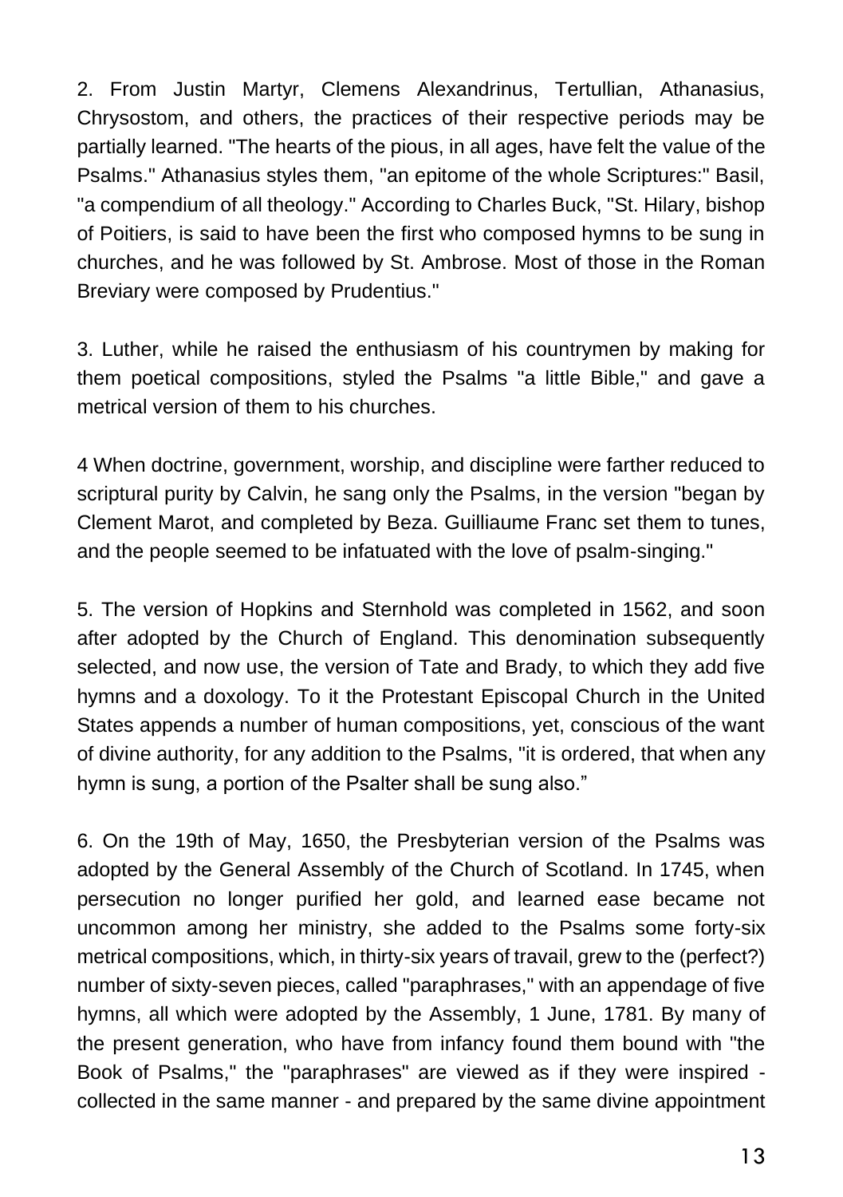2. From Justin Martyr, Clemens Alexandrinus, Tertullian, Athanasius, Chrysostom, and others, the practices of their respective periods may be partially learned. "The hearts of the pious, in all ages, have felt the value of the Psalms." Athanasius styles them, "an epitome of the whole Scriptures:" Basil, "a compendium of all theology." According to Charles Buck, "St. Hilary, bishop of Poitiers, is said to have been the first who composed hymns to be sung in churches, and he was followed by St. Ambrose. Most of those in the Roman Breviary were composed by Prudentius."

3. Luther, while he raised the enthusiasm of his countrymen by making for them poetical compositions, styled the Psalms "a little Bible," and gave a metrical version of them to his churches.

4 When doctrine, government, worship, and discipline were farther reduced to scriptural purity by Calvin, he sang only the Psalms, in the version "began by Clement Marot, and completed by Beza. Guilliaume Franc set them to tunes, and the people seemed to be infatuated with the love of psalm-singing."

5. The version of Hopkins and Sternhold was completed in 1562, and soon after adopted by the Church of England. This denomination subsequently selected, and now use, the version of Tate and Brady, to which they add five hymns and a doxology. To it the Protestant Episcopal Church in the United States appends a number of human compositions, yet, conscious of the want of divine authority, for any addition to the Psalms, "it is ordered, that when any hymn is sung, a portion of the Psalter shall be sung also."

6. On the 19th of May, 1650, the Presbyterian version of the Psalms was adopted by the General Assembly of the Church of Scotland. In 1745, when persecution no longer purified her gold, and learned ease became not uncommon among her ministry, she added to the Psalms some forty-six metrical compositions, which, in thirty-six years of travail, grew to the (perfect?) number of sixty-seven pieces, called "paraphrases," with an appendage of five hymns, all which were adopted by the Assembly, 1 June, 1781. By many of the present generation, who have from infancy found them bound with "the Book of Psalms," the "paraphrases" are viewed as if they were inspired - collected in the same manner - and prepared by the same divine appointment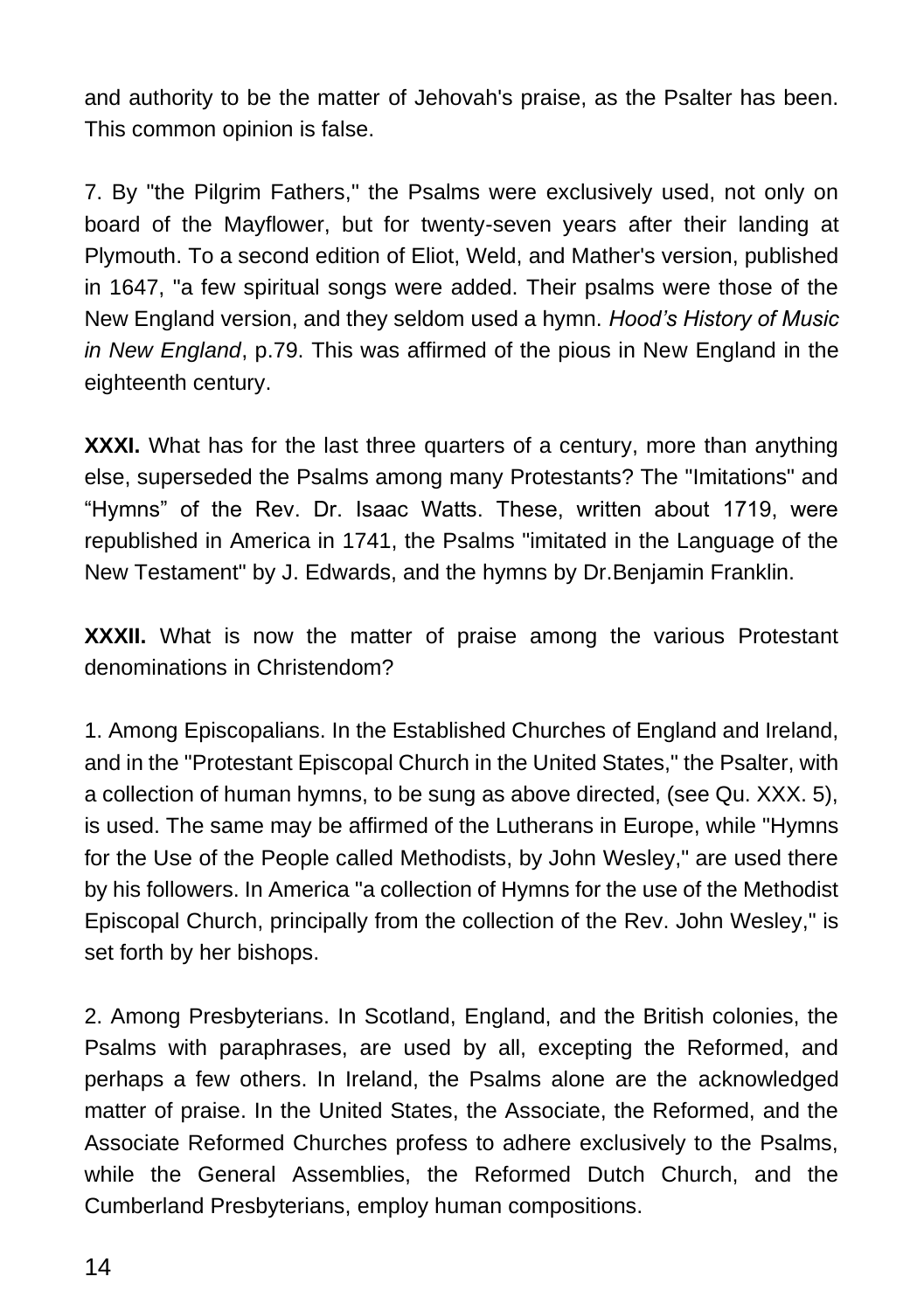and authority to be the matter of Jehovah's praise, as the Psalter has been. This common opinion is false.

7. By "the Pilgrim Fathers," the Psalms were exclusively used, not only on board of the Mayflower, but for twenty-seven years after their landing at Plymouth. To a second edition of Eliot, Weld, and Mather's version, published in 1647, "a few spiritual songs were added. Their psalms were those of the New England version, and they seldom used a hymn. *Hood's History of Music in New England*, p.79. This was affirmed of the pious in New England in the eighteenth century.

**XXXI.** What has for the last three quarters of a century, more than anything else, superseded the Psalms among many Protestants? The "Imitations" and "Hymns" of the Rev. Dr. Isaac Watts. These, written about 1719, were republished in America in 1741, the Psalms "imitated in the Language of the New Testament" by J. Edwards, and the hymns by Dr.Benjamin Franklin.

**XXXII.** What is now the matter of praise among the various Protestant denominations in Christendom?

1. Among Episcopalians. In the Established Churches of England and Ireland, and in the "Protestant Episcopal Church in the United States," the Psalter, with a collection of human hymns, to be sung as above directed, (see Qu. XXX. 5), is used. The same may be affirmed of the Lutherans in Europe, while "Hymns for the Use of the People called Methodists, by John Wesley," are used there by his followers. In America "a collection of Hymns for the use of the Methodist Episcopal Church, principally from the collection of the Rev. John Wesley," is set forth by her bishops.

2. Among Presbyterians. In Scotland, England, and the British colonies, the Psalms with paraphrases, are used by all, excepting the Reformed, and perhaps a few others. In Ireland, the Psalms alone are the acknowledged matter of praise. In the United States, the Associate, the Reformed, and the Associate Reformed Churches profess to adhere exclusively to the Psalms, while the General Assemblies, the Reformed Dutch Church, and the Cumberland Presbyterians, employ human compositions.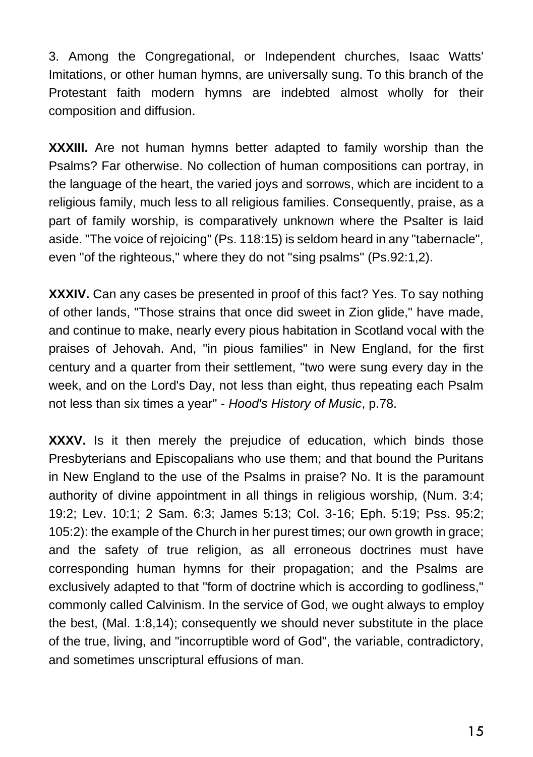3. Among the Congregational, or Independent churches, Isaac Watts' Imitations, or other human hymns, are universally sung. To this branch of the Protestant faith modern hymns are indebted almost wholly for their composition and diffusion.

**XXXIII.** Are not human hymns better adapted to family worship than the Psalms? Far otherwise. No collection of human compositions can portray, in the language of the heart, the varied joys and sorrows, which are incident to a religious family, much less to all religious families. Consequently, praise, as a part of family worship, is comparatively unknown where the Psalter is laid aside. "The voice of rejoicing" (Ps. 118:15) is seldom heard in any "tabernacle", even "of the righteous," where they do not "sing psalms" (Ps.92:1,2).

**XXXIV.** Can any cases be presented in proof of this fact? Yes. To say nothing of other lands, "Those strains that once did sweet in Zion glide," have made, and continue to make, nearly every pious habitation in Scotland vocal with the praises of Jehovah. And, "in pious families" in New England, for the first century and a quarter from their settlement, "two were sung every day in the week, and on the Lord's Day, not less than eight, thus repeating each Psalm not less than six times a year" - *Hood's History of Music*, p.78.

**XXXV.** Is it then merely the prejudice of education, which binds those Presbyterians and Episcopalians who use them; and that bound the Puritans in New England to the use of the Psalms in praise? No. It is the paramount authority of divine appointment in all things in religious worship, (Num. 3:4; 19:2; Lev. 10:1; 2 Sam. 6:3; James 5:13; Col. 3-16; Eph. 5:19; Pss. 95:2; 105:2): the example of the Church in her purest times; our own growth in grace; and the safety of true religion, as all erroneous doctrines must have corresponding human hymns for their propagation; and the Psalms are exclusively adapted to that "form of doctrine which is according to godliness," commonly called Calvinism. In the service of God, we ought always to employ the best, (Mal. 1:8,14); consequently we should never substitute in the place of the true, living, and "incorruptible word of God", the variable, contradictory, and sometimes unscriptural effusions of man.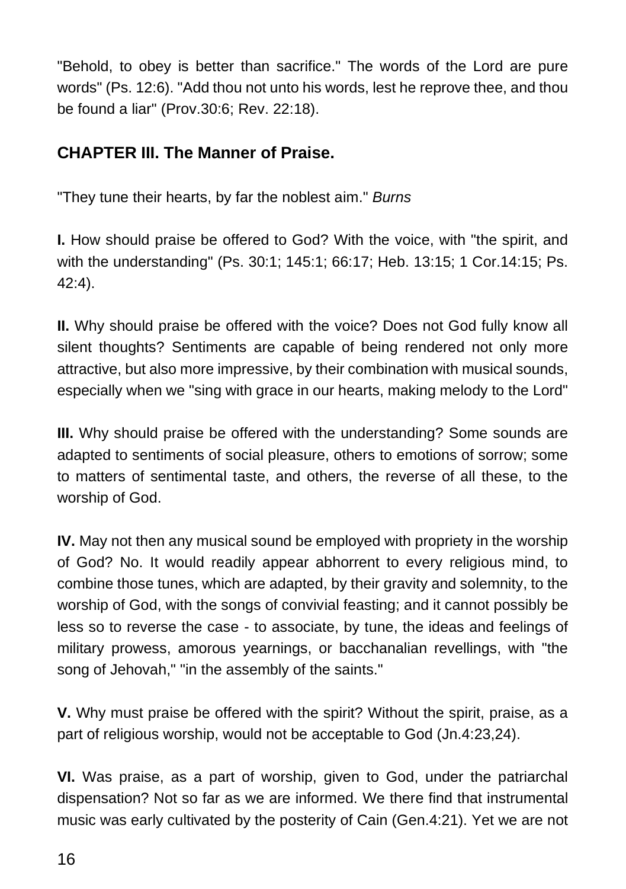"Behold, to obey is better than sacrifice." The words of the Lord are pure words" (Ps. 12:6). "Add thou not unto his words, lest he reprove thee, and thou be found a liar" (Prov.30:6; Rev. 22:18).

## CHAPTER III. The Manner of Praise.

"They tune their hearts, by far the noblest aim." *Burns*

**I.** How should praise be offered to God? With the voice, with "the spirit, and with the understanding" (Ps. 30:1; 145:1; 66:17; Heb. 13:15; 1 Cor.14:15; Ps. 42:4).

**II.** Why should praise be offered with the voice? Does not God fully know all silent thoughts? Sentiments are capable of being rendered not only more attractive, but also more impressive, by their combination with musical sounds, especially when we "sing with grace in our hearts, making melody to the Lord"

**III.** Why should praise be offered with the understanding? Some sounds are adapted to sentiments of social pleasure, others to emotions of sorrow; some to matters of sentimental taste, and others, the reverse of all these, to the worship of God.

**IV.** May not then any musical sound be employed with propriety in the worship of God? No. It would readily appear abhorrent to every religious mind, to combine those tunes, which are adapted, by their gravity and solemnity, to the worship of God, with the songs of convivial feasting; and it cannot possibly be less so to reverse the case - to associate, by tune, the ideas and feelings of military prowess, amorous yearnings, or bacchanalian revellings, with "the song of Jehovah," "in the assembly of the saints."

**V.** Why must praise be offered with the spirit? Without the spirit, praise, as a part of religious worship, would not be acceptable to God (Jn.4:23,24).

**VI.** Was praise, as a part of worship, given to God, under the patriarchal dispensation? Not so far as we are informed. We there find that instrumental music was early cultivated by the posterity of Cain (Gen.4:21). Yet we are not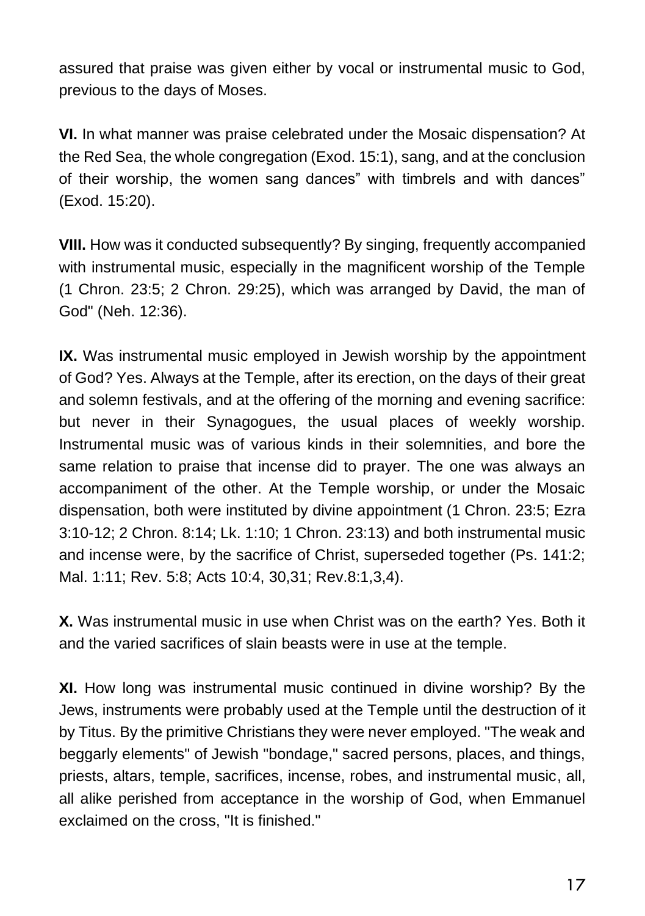assured that praise was given either by vocal or instrumental music to God, previous to the days of Moses.

**VI.** In what manner was praise celebrated under the Mosaic dispensation? At the Red Sea, the whole congregation (Exod. 15:1), sang, and at the conclusion of their worship, the women sang dances" with timbrels and with dances" (Exod. 15:20).

**VIII.** How was it conducted subsequently? By singing, frequently accompanied with instrumental music, especially in the magnificent worship of the Temple (1 Chron. 23:5; 2 Chron. 29:25), which was arranged by David, the man of God" (Neh. 12:36).

**IX.** Was instrumental music employed in Jewish worship by the appointment of God? Yes. Always at the Temple, after its erection, on the days of their great and solemn festivals, and at the offering of the morning and evening sacrifice: but never in their Synagogues, the usual places of weekly worship. Instrumental music was of various kinds in their solemnities, and bore the same relation to praise that incense did to prayer. The one was always an accompaniment of the other. At the Temple worship, or under the Mosaic dispensation, both were instituted by divine appointment (1 Chron. 23:5; Ezra 3:10-12; 2 Chron. 8:14; Lk. 1:10; 1 Chron. 23:13) and both instrumental music and incense were, by the sacrifice of Christ, superseded together (Ps. 141:2; Mal. 1:11; Rev. 5:8; Acts 10:4, 30,31; Rev.8:1,3,4).

**X.** Was instrumental music in use when Christ was on the earth? Yes. Both it and the varied sacrifices of slain beasts were in use at the temple.

**XI.** How long was instrumental music continued in divine worship? By the Jews, instruments were probably used at the Temple until the destruction of it by Titus. By the primitive Christians they were never employed. "The weak and beggarly elements" of Jewish "bondage," sacred persons, places, and things, priests, altars, temple, sacrifices, incense, robes, and instrumental music, all, all alike perished from acceptance in the worship of God, when Emmanuel exclaimed on the cross, "It is finished."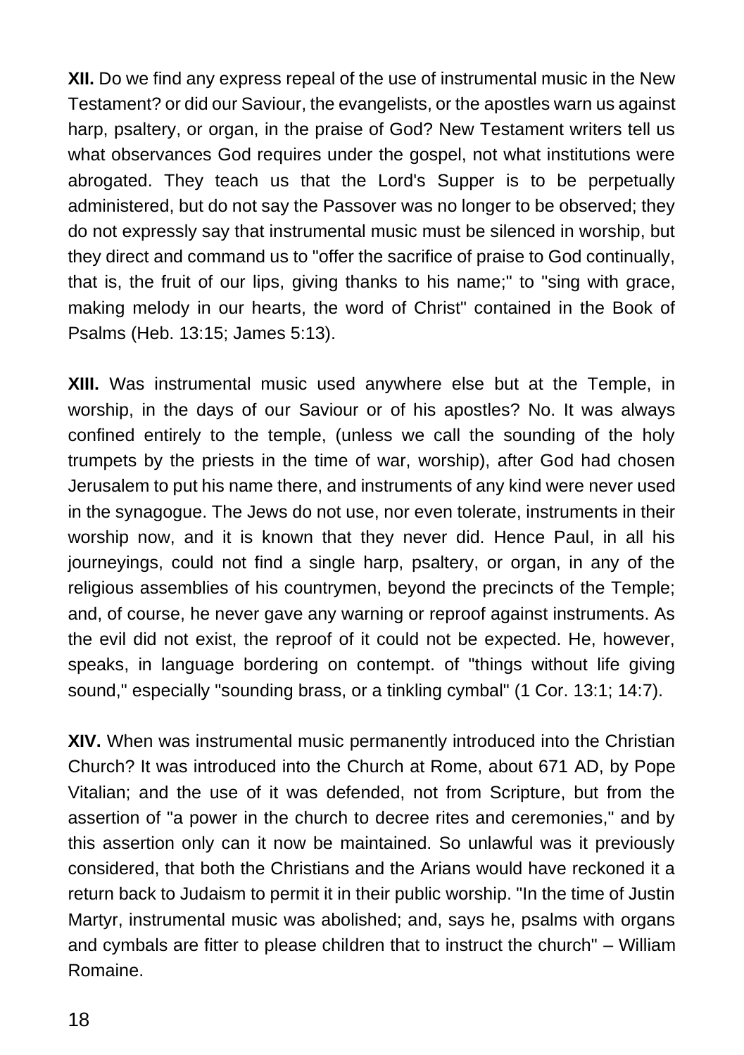**XII.** Do we find any express repeal of the use of instrumental music in the New Testament? or did our Saviour, the evangelists, or the apostles warn us against harp, psaltery, or organ, in the praise of God? New Testament writers tell us what observances God requires under the gospel, not what institutions were abrogated. They teach us that the Lord's Supper is to be perpetually administered, but do not say the Passover was no longer to be observed; they do not expressly say that instrumental music must be silenced in worship, but they direct and command us to "offer the sacrifice of praise to God continually, that is, the fruit of our lips, giving thanks to his name;" to "sing with grace, making melody in our hearts, the word of Christ" contained in the Book of Psalms (Heb. 13:15; James 5:13).

**XIII.** Was instrumental music used anywhere else but at the Temple, in worship, in the days of our Saviour or of his apostles? No. It was always confined entirely to the temple, (unless we call the sounding of the holy trumpets by the priests in the time of war, worship), after God had chosen Jerusalem to put his name there, and instruments of any kind were never used in the synagogue. The Jews do not use, nor even tolerate, instruments in their worship now, and it is known that they never did. Hence Paul, in all his journeyings, could not find a single harp, psaltery, or organ, in any of the religious assemblies of his countrymen, beyond the precincts of the Temple; and, of course, he never gave any warning or reproof against instruments. As the evil did not exist, the reproof of it could not be expected. He, however, speaks, in language bordering on contempt. of "things without life giving sound," especially "sounding brass, or a tinkling cymbal" (1 Cor. 13:1; 14:7).

**XIV.** When was instrumental music permanently introduced into the Christian Church? It was introduced into the Church at Rome, about 671 AD, by Pope Vitalian; and the use of it was defended, not from Scripture, but from the assertion of "a power in the church to decree rites and ceremonies," and by this assertion only can it now be maintained. So unlawful was it previously considered, that both the Christians and the Arians would have reckoned it a return back to Judaism to permit it in their public worship. "In the time of Justin Martyr, instrumental music was abolished; and, says he, psalms with organs and cymbals are fitter to please children that to instruct the church" – William Romaine.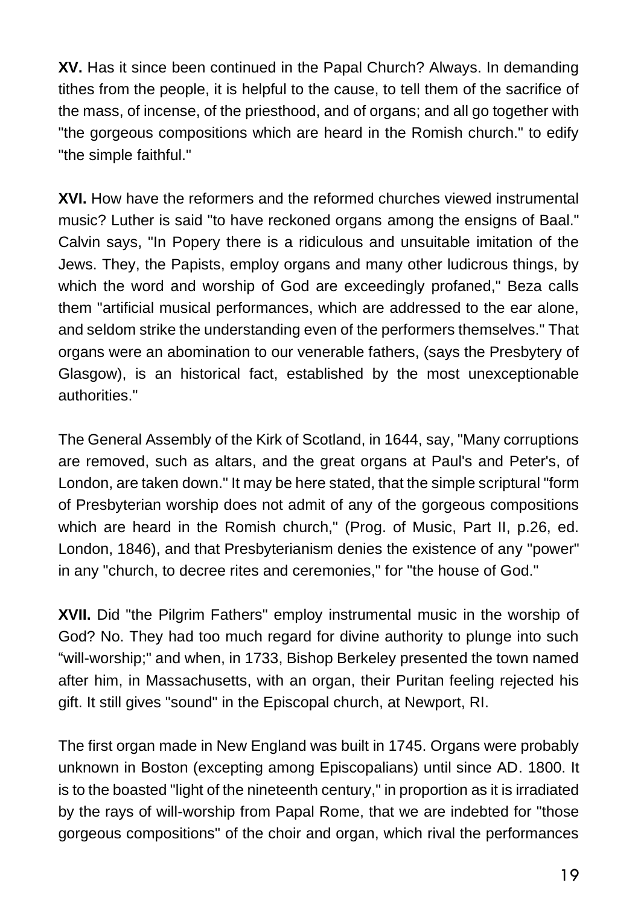**XV.** Has it since been continued in the Papal Church? Always. In demanding tithes from the people, it is helpful to the cause, to tell them of the sacrifice of the mass, of incense, of the priesthood, and of organs; and all go together with "the gorgeous compositions which are heard in the Romish church." to edify "the simple faithful."

**XVI.** How have the reformers and the reformed churches viewed instrumental music? Luther is said "to have reckoned organs among the ensigns of Baal." Calvin says, "In Popery there is a ridiculous and unsuitable imitation of the Jews. They, the Papists, employ organs and many other ludicrous things, by which the word and worship of God are exceedingly profaned," Beza calls them "artificial musical performances, which are addressed to the ear alone, and seldom strike the understanding even of the performers themselves." That organs were an abomination to our venerable fathers, (says the Presbytery of Glasgow), is an historical fact, established by the most unexceptionable authorities."

The General Assembly of the Kirk of Scotland, in 1644, say, "Many corruptions are removed, such as altars, and the great organs at Paul's and Peter's, of London, are taken down." It may be here stated, that the simple scriptural "form of Presbyterian worship does not admit of any of the gorgeous compositions which are heard in the Romish church," (Prog. of Music, Part II, p.26, ed. London, 1846), and that Presbyterianism denies the existence of any "power" in any "church, to decree rites and ceremonies," for "the house of God."

**XVII.** Did "the Pilgrim Fathers" employ instrumental music in the worship of God? No. They had too much regard for divine authority to plunge into such "will-worship;" and when, in 1733, Bishop Berkeley presented the town named after him, in Massachusetts, with an organ, their Puritan feeling rejected his gift. It still gives "sound" in the Episcopal church, at Newport, RI.

The first organ made in New England was built in 1745. Organs were probably unknown in Boston (excepting among Episcopalians) until since AD. 1800. It is to the boasted "light of the nineteenth century," in proportion as it is irradiated by the rays of will-worship from Papal Rome, that we are indebted for "those gorgeous compositions" of the choir and organ, which rival the performances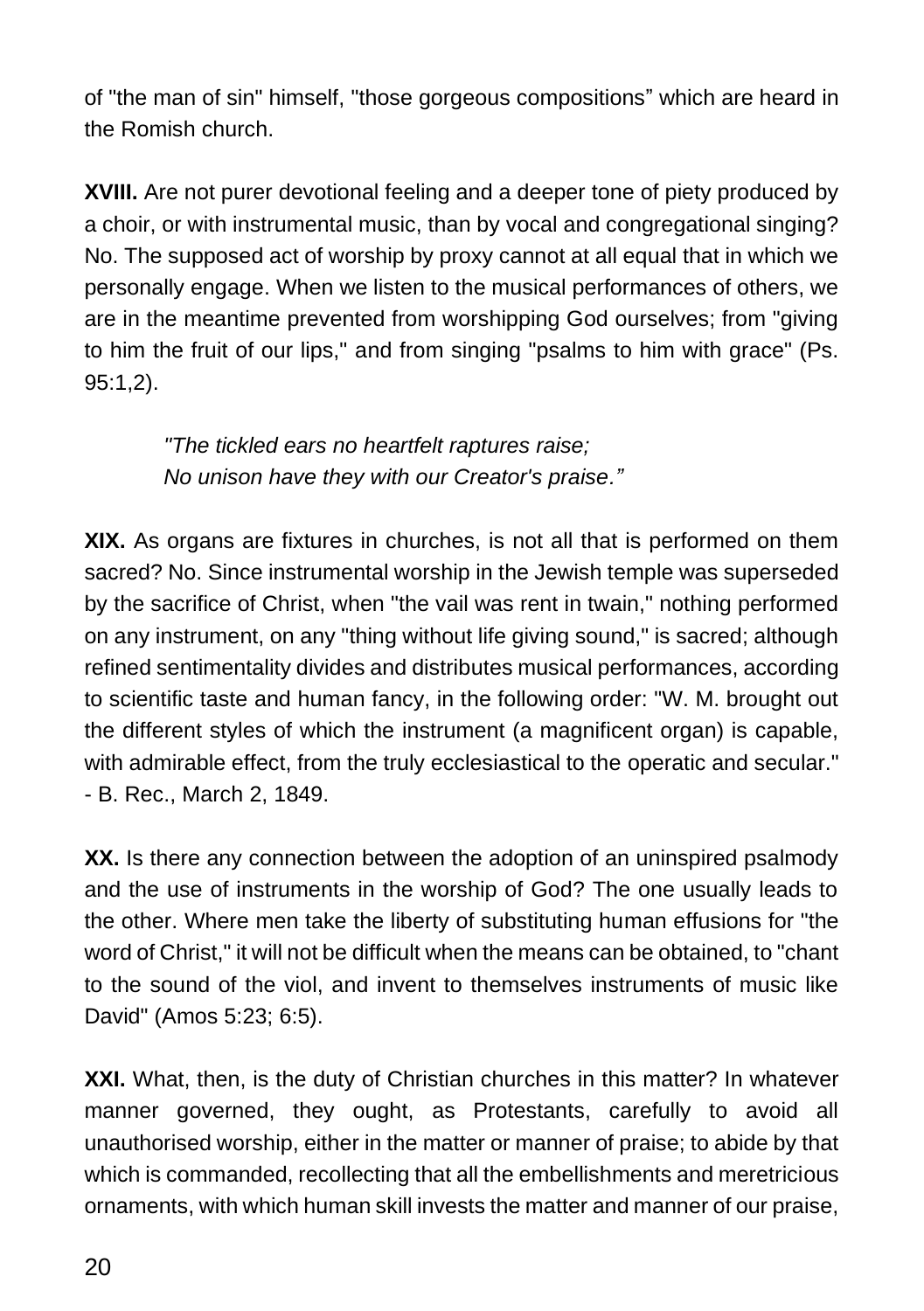of "the man of sin" himself, "those gorgeous compositions" which are heard in the Romish church.

**XVIII.** Are not purer devotional feeling and a deeper tone of piety produced by a choir, or with instrumental music, than by vocal and congregational singing? No. The supposed act of worship by proxy cannot at all equal that in which we personally engage. When we listen to the musical performances of others, we are in the meantime prevented from worshipping God ourselves; from "giving to him the fruit of our lips," and from singing "psalms to him with grace" (Ps. 95:1,2).

> *"The tickled ears no heartfelt raptures raise;*
> *No unison have they with our Creator's praise."*

**XIX.** As organs are fixtures in churches, is not all that is performed on them sacred? No. Since instrumental worship in the Jewish temple was superseded by the sacrifice of Christ, when "the vail was rent in twain," nothing performed on any instrument, on any "thing without life giving sound," is sacred; although refined sentimentality divides and distributes musical performances, according to scientific taste and human fancy, in the following order: "W. M. brought out the different styles of which the instrument (a magnificent organ) is capable, with admirable effect, from the truly ecclesiastical to the operatic and secular." - B. Rec., March 2, 1849.

**XX.** Is there any connection between the adoption of an uninspired psalmody and the use of instruments in the worship of God? The one usually leads to the other. Where men take the liberty of substituting human effusions for "the word of Christ," it will not be difficult when the means can be obtained, to "chant to the sound of the viol, and invent to themselves instruments of music like David" (Amos 5:23; 6:5).

**XXI.** What, then, is the duty of Christian churches in this matter? In whatever manner governed, they ought, as Protestants, carefully to avoid all unauthorised worship, either in the matter or manner of praise; to abide by that which is commanded, recollecting that all the embellishments and meretricious ornaments, with which human skill invests the matter and manner of our praise,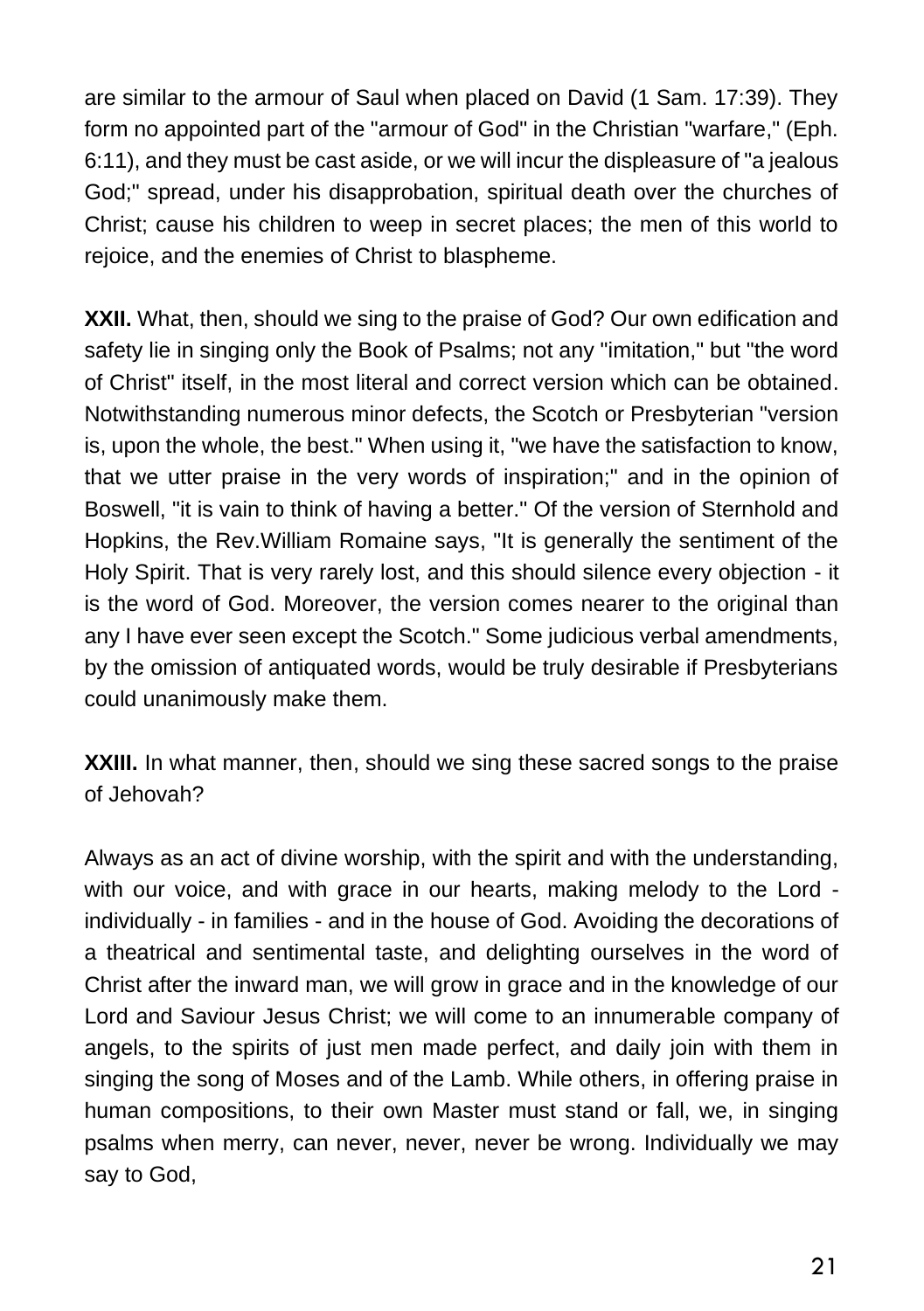are similar to the armour of Saul when placed on David (1 Sam. 17:39). They form no appointed part of the "armour of God" in the Christian "warfare," (Eph. 6:11), and they must be cast aside, or we will incur the displeasure of "a jealous God;" spread, under his disapprobation, spiritual death over the churches of Christ; cause his children to weep in secret places; the men of this world to rejoice, and the enemies of Christ to blaspheme.

**XXII.** What, then, should we sing to the praise of God? Our own edification and safety lie in singing only the Book of Psalms; not any "imitation," but "the word of Christ" itself, in the most literal and correct version which can be obtained. Notwithstanding numerous minor defects, the Scotch or Presbyterian "version is, upon the whole, the best." When using it, "we have the satisfaction to know, that we utter praise in the very words of inspiration;" and in the opinion of Boswell, "it is vain to think of having a better." Of the version of Sternhold and Hopkins, the Rev.William Romaine says, "It is generally the sentiment of the Holy Spirit. That is very rarely lost, and this should silence every objection - it is the word of God. Moreover, the version comes nearer to the original than any I have ever seen except the Scotch." Some judicious verbal amendments, by the omission of antiquated words, would be truly desirable if Presbyterians could unanimously make them.

**XXIII.** In what manner, then, should we sing these sacred songs to the praise of Jehovah?

Always as an act of divine worship, with the spirit and with the understanding, with our voice, and with grace in our hearts, making melody to the Lord - individually - in families - and in the house of God. Avoiding the decorations of a theatrical and sentimental taste, and delighting ourselves in the word of Christ after the inward man, we will grow in grace and in the knowledge of our Lord and Saviour Jesus Christ; we will come to an innumerable company of angels, to the spirits of just men made perfect, and daily join with them in singing the song of Moses and of the Lamb. While others, in offering praise in human compositions, to their own Master must stand or fall, we, in singing psalms when merry, can never, never, never be wrong. Individually we may say to God,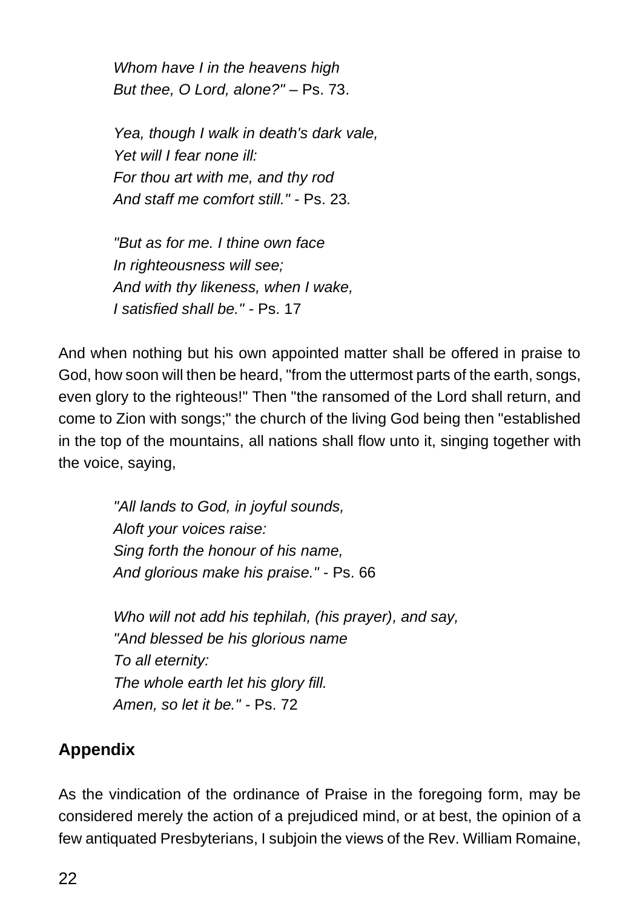*Whom have I in the heavens high*
*But thee, O Lord, alone?"* – Ps. 73.

*Yea, though I walk in death's dark vale,*
*Yet will I fear none ill:*
*For thou art with me, and thy rod*
*And staff me comfort still."* - Ps. 23.

*"But as for me. I thine own face*
*In righteousness will see;*
*And with thy likeness, when I wake,*
*I satisfied shall be."* - Ps. 17

And when nothing but his own appointed matter shall be offered in praise to God, how soon will then be heard, "from the uttermost parts of the earth, songs, even glory to the righteous!" Then "the ransomed of the Lord shall return, and come to Zion with songs;" the church of the living God being then "established in the top of the mountains, all nations shall flow unto it, singing together with the voice, saying,

*"All lands to God, in joyful sounds,*
*Aloft your voices raise:*
*Sing forth the honour of his name,*
*And glorious make his praise."* - Ps. 66

*Who will not add his tephilah, (his prayer), and say,*
*"And blessed be his glorious name*
*To all eternity:*
*The whole earth let his glory fill.*
*Amen, so let it be."* - Ps. 72

## Appendix

As the vindication of the ordinance of Praise in the foregoing form, may be considered merely the action of a prejudiced mind, or at best, the opinion of a few antiquated Presbyterians, I subjoin the views of the Rev. William Romaine,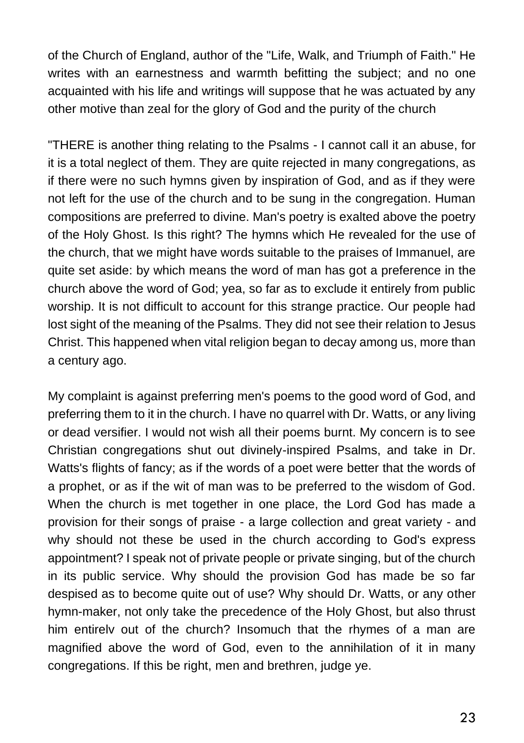of the Church of England, author of the "Life, Walk, and Triumph of Faith." He writes with an earnestness and warmth befitting the subject; and no one acquainted with his life and writings will suppose that he was actuated by any other motive than zeal for the glory of God and the purity of the church

"THERE is another thing relating to the Psalms - I cannot call it an abuse, for it is a total neglect of them. They are quite rejected in many congregations, as if there were no such hymns given by inspiration of God, and as if they were not left for the use of the church and to be sung in the congregation. Human compositions are preferred to divine. Man's poetry is exalted above the poetry of the Holy Ghost. Is this right? The hymns which He revealed for the use of the church, that we might have words suitable to the praises of Immanuel, are quite set aside: by which means the word of man has got a preference in the church above the word of God; yea, so far as to exclude it entirely from public worship. It is not difficult to account for this strange practice. Our people had lost sight of the meaning of the Psalms. They did not see their relation to Jesus Christ. This happened when vital religion began to decay among us, more than a century ago.

My complaint is against preferring men's poems to the good word of God, and preferring them to it in the church. I have no quarrel with Dr. Watts, or any living or dead versifier. I would not wish all their poems burnt. My concern is to see Christian congregations shut out divinely-inspired Psalms, and take in Dr. Watts's flights of fancy; as if the words of a poet were better that the words of a prophet, or as if the wit of man was to be preferred to the wisdom of God. When the church is met together in one place, the Lord God has made a provision for their songs of praise - a large collection and great variety - and why should not these be used in the church according to God's express appointment? I speak not of private people or private singing, but of the church in its public service. Why should the provision God has made be so far despised as to become quite out of use? Why should Dr. Watts, or any other hymn-maker, not only take the precedence of the Holy Ghost, but also thrust him entirelv out of the church? Insomuch that the rhymes of a man are magnified above the word of God, even to the annihilation of it in many congregations. If this be right, men and brethren, judge ye.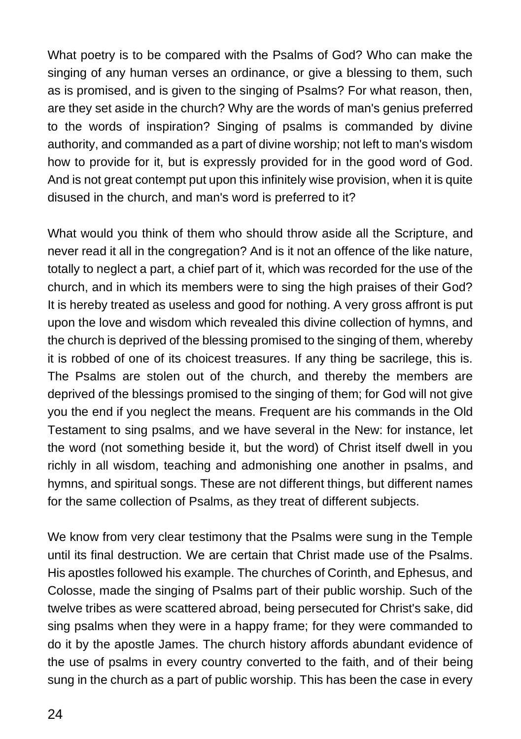What poetry is to be compared with the Psalms of God? Who can make the singing of any human verses an ordinance, or give a blessing to them, such as is promised, and is given to the singing of Psalms? For what reason, then, are they set aside in the church? Why are the words of man's genius preferred to the words of inspiration? Singing of psalms is commanded by divine authority, and commanded as a part of divine worship; not left to man's wisdom how to provide for it, but is expressly provided for in the good word of God. And is not great contempt put upon this infinitely wise provision, when it is quite disused in the church, and man's word is preferred to it?

What would you think of them who should throw aside all the Scripture, and never read it all in the congregation? And is it not an offence of the like nature, totally to neglect a part, a chief part of it, which was recorded for the use of the church, and in which its members were to sing the high praises of their God? It is hereby treated as useless and good for nothing. A very gross affront is put upon the love and wisdom which revealed this divine collection of hymns, and the church is deprived of the blessing promised to the singing of them, whereby it is robbed of one of its choicest treasures. If any thing be sacrilege, this is. The Psalms are stolen out of the church, and thereby the members are deprived of the blessings promised to the singing of them; for God will not give you the end if you neglect the means. Frequent are his commands in the Old Testament to sing psalms, and we have several in the New: for instance, let the word (not something beside it, but the word) of Christ itself dwell in you richly in all wisdom, teaching and admonishing one another in psalms, and hymns, and spiritual songs. These are not different things, but different names for the same collection of Psalms, as they treat of different subjects.

We know from very clear testimony that the Psalms were sung in the Temple until its final destruction. We are certain that Christ made use of the Psalms. His apostles followed his example. The churches of Corinth, and Ephesus, and Colosse, made the singing of Psalms part of their public worship. Such of the twelve tribes as were scattered abroad, being persecuted for Christ's sake, did sing psalms when they were in a happy frame; for they were commanded to do it by the apostle James. The church history affords abundant evidence of the use of psalms in every country converted to the faith, and of their being sung in the church as a part of public worship. This has been the case in every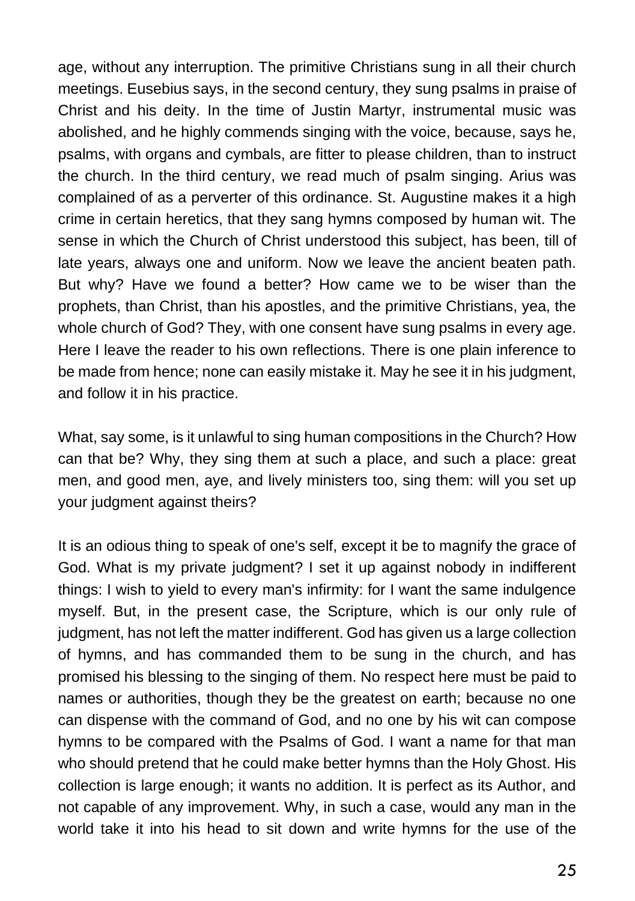age, without any interruption. The primitive Christians sung in all their church meetings. Eusebius says, in the second century, they sung psalms in praise of Christ and his deity. In the time of Justin Martyr, instrumental music was abolished, and he highly commends singing with the voice, because, says he, psalms, with organs and cymbals, are fitter to please children, than to instruct the church. In the third century, we read much of psalm singing. Arius was complained of as a perverter of this ordinance. St. Augustine makes it a high crime in certain heretics, that they sang hymns composed by human wit. The sense in which the Church of Christ understood this subject, has been, till of late years, always one and uniform. Now we leave the ancient beaten path. But why? Have we found a better? How came we to be wiser than the prophets, than Christ, than his apostles, and the primitive Christians, yea, the whole church of God? They, with one consent have sung psalms in every age. Here I leave the reader to his own reflections. There is one plain inference to be made from hence; none can easily mistake it. May he see it in his judgment, and follow it in his practice.

What, say some, is it unlawful to sing human compositions in the Church? How can that be? Why, they sing them at such a place, and such a place: great men, and good men, aye, and lively ministers too, sing them: will you set up your judgment against theirs?

It is an odious thing to speak of one's self, except it be to magnify the grace of God. What is my private judgment? I set it up against nobody in indifferent things: I wish to yield to every man's infirmity: for I want the same indulgence myself. But, in the present case, the Scripture, which is our only rule of judgment, has not left the matter indifferent. God has given us a large collection of hymns, and has commanded them to be sung in the church, and has promised his blessing to the singing of them. No respect here must be paid to names or authorities, though they be the greatest on earth; because no one can dispense with the command of God, and no one by his wit can compose hymns to be compared with the Psalms of God. I want a name for that man who should pretend that he could make better hymns than the Holy Ghost. His collection is large enough; it wants no addition. It is perfect as its Author, and not capable of any improvement. Why, in such a case, would any man in the world take it into his head to sit down and write hymns for the use of the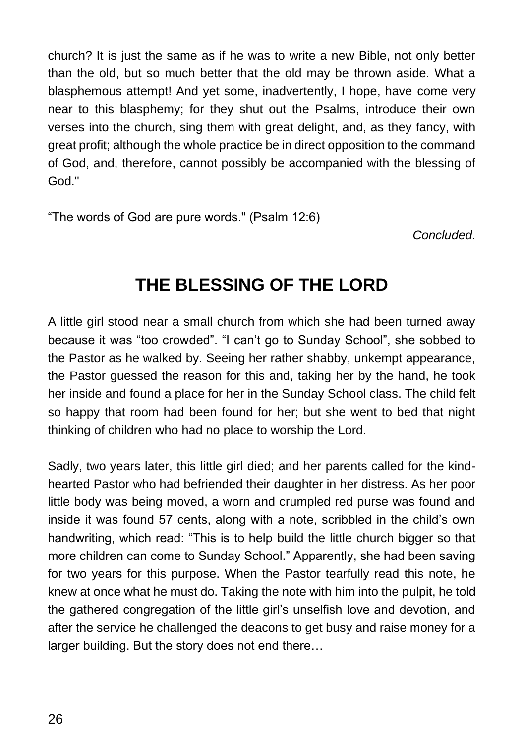church? It is just the same as if he was to write a new Bible, not only better than the old, but so much better that the old may be thrown aside. What a blasphemous attempt! And yet some, inadvertently, I hope, have come very near to this blasphemy; for they shut out the Psalms, introduce their own verses into the church, sing them with great delight, and, as they fancy, with great profit; although the whole practice be in direct opposition to the command of God, and, therefore, cannot possibly be accompanied with the blessing of God."

"The words of God are pure words." (Psalm 12:6)

*Concluded.*

## THE BLESSING OF THE LORD

A little girl stood near a small church from which she had been turned away because it was "too crowded". "I can't go to Sunday School", she sobbed to the Pastor as he walked by. Seeing her rather shabby, unkempt appearance, the Pastor guessed the reason for this and, taking her by the hand, he took her inside and found a place for her in the Sunday School class. The child felt so happy that room had been found for her; but she went to bed that night thinking of children who had no place to worship the Lord.

Sadly, two years later, this little girl died; and her parents called for the kind-hearted Pastor who had befriended their daughter in her distress. As her poor little body was being moved, a worn and crumpled red purse was found and inside it was found 57 cents, along with a note, scribbled in the child's own handwriting, which read: "This is to help build the little church bigger so that more children can come to Sunday School." Apparently, she had been saving for two years for this purpose. When the Pastor tearfully read this note, he knew at once what he must do. Taking the note with him into the pulpit, he told the gathered congregation of the little girl's unselfish love and devotion, and after the service he challenged the deacons to get busy and raise money for a larger building. But the story does not end there…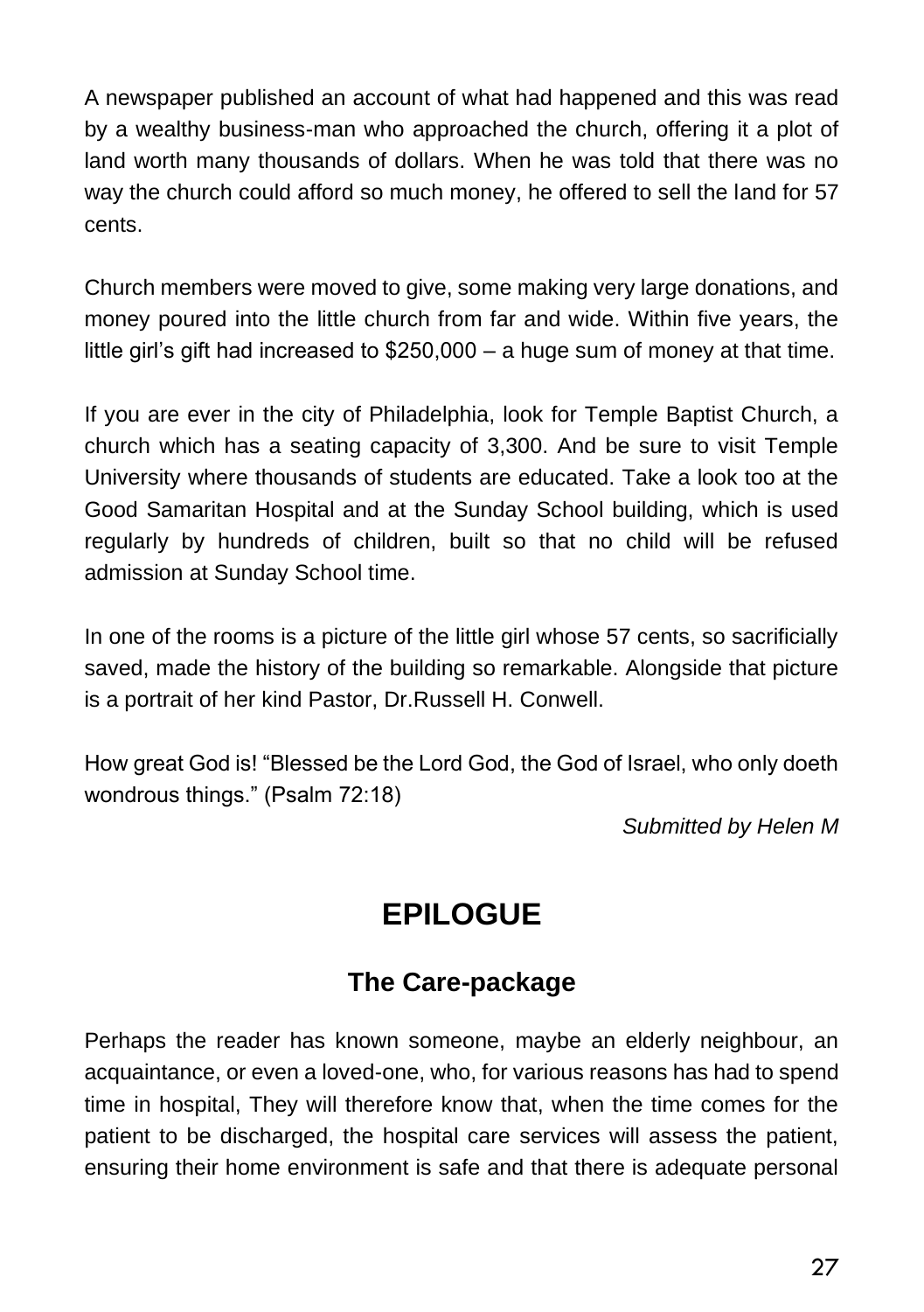A newspaper published an account of what had happened and this was read by a wealthy business-man who approached the church, offering it a plot of land worth many thousands of dollars. When he was told that there was no way the church could afford so much money, he offered to sell the land for 57 cents.

Church members were moved to give, some making very large donations, and money poured into the little church from far and wide. Within five years, the little girl's gift had increased to $250,000 – a huge sum of money at that time.

If you are ever in the city of Philadelphia, look for Temple Baptist Church, a church which has a seating capacity of 3,300. And be sure to visit Temple University where thousands of students are educated. Take a look too at the Good Samaritan Hospital and at the Sunday School building, which is used regularly by hundreds of children, built so that no child will be refused admission at Sunday School time.

In one of the rooms is a picture of the little girl whose 57 cents, so sacrificially saved, made the history of the building so remarkable. Alongside that picture is a portrait of her kind Pastor, Dr.Russell H. Conwell.

How great God is! "Blessed be the Lord God, the God of Israel, who only doeth wondrous things." (Psalm 72:18)

*Submitted by Helen M*

# EPILOGUE

## The Care-package

Perhaps the reader has known someone, maybe an elderly neighbour, an acquaintance, or even a loved-one, who, for various reasons has had to spend time in hospital, They will therefore know that, when the time comes for the patient to be discharged, the hospital care services will assess the patient, ensuring their home environment is safe and that there is adequate personal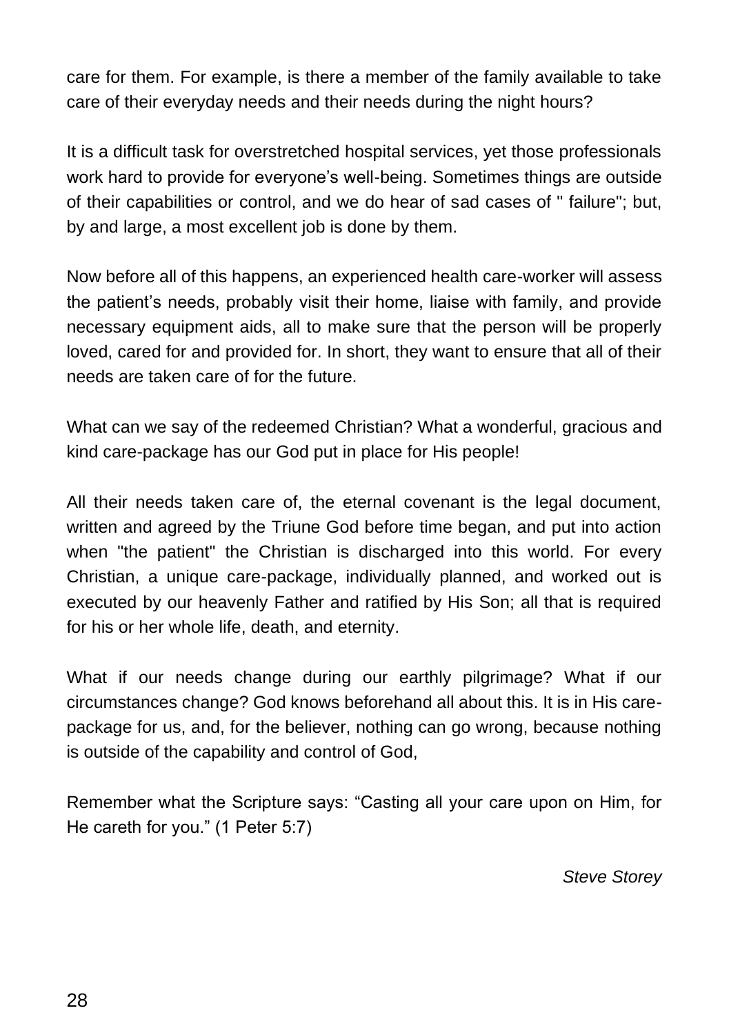care for them. For example, is there a member of the family available to take care of their everyday needs and their needs during the night hours?

It is a difficult task for overstretched hospital services, yet those professionals work hard to provide for everyone's well-being. Sometimes things are outside of their capabilities or control, and we do hear of sad cases of " failure"; but, by and large, a most excellent job is done by them.

Now before all of this happens, an experienced health care-worker will assess the patient's needs, probably visit their home, liaise with family, and provide necessary equipment aids, all to make sure that the person will be properly loved, cared for and provided for. In short, they want to ensure that all of their needs are taken care of for the future.

What can we say of the redeemed Christian? What a wonderful, gracious and kind care-package has our God put in place for His people!

All their needs taken care of, the eternal covenant is the legal document, written and agreed by the Triune God before time began, and put into action when "the patient" the Christian is discharged into this world. For every Christian, a unique care-package, individually planned, and worked out is executed by our heavenly Father and ratified by His Son; all that is required for his or her whole life, death, and eternity.

What if our needs change during our earthly pilgrimage? What if our circumstances change? God knows beforehand all about this. It is in His care-package for us, and, for the believer, nothing can go wrong, because nothing is outside of the capability and control of God,

Remember what the Scripture says: "Casting all your care upon on Him, for He careth for you." (1 Peter 5:7)

*Steve Storey*